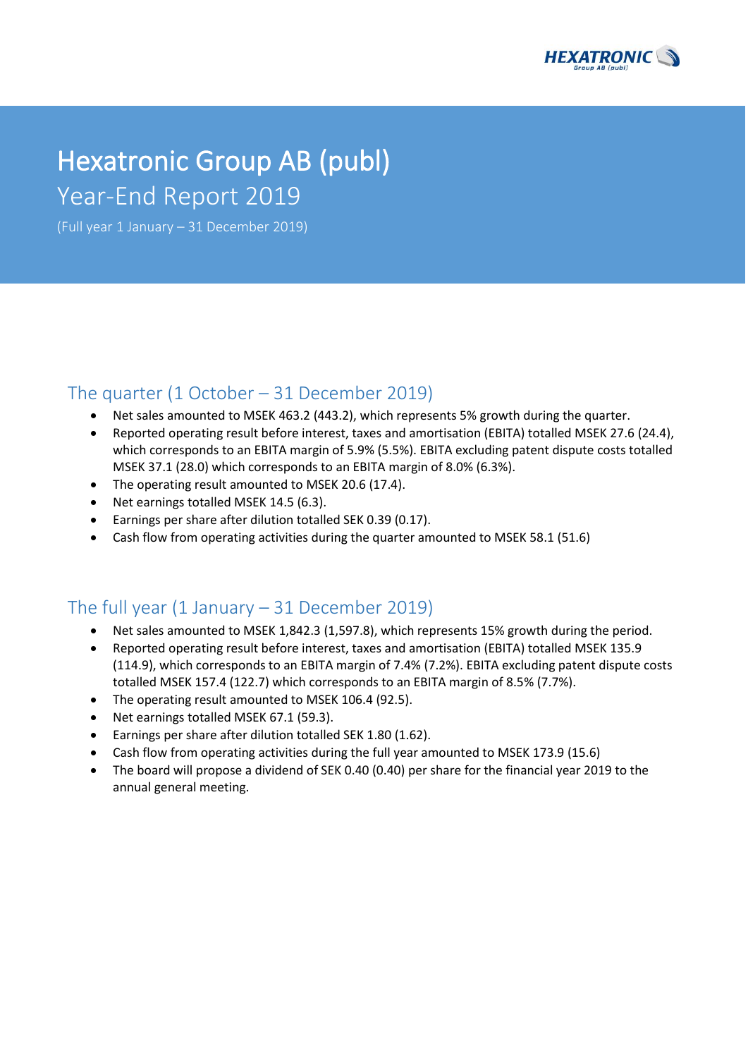# Hexatronic Group AB (publ)

## Year-End Report 2019

(Full year 1 January – 31 December 2019)

## The quarter (1 October – 31 December 2019)

- Net sales amounted to MSEK 463.2 (443.2), which represents 5% growth during the quarter.
- Reported operating result before interest, taxes and amortisation (EBITA) totalled MSEK 27.6 (24.4), which corresponds to an EBITA margin of 5.9% (5.5%). EBITA excluding patent dispute costs totalled MSEK 37.1 (28.0) which corresponds to an EBITA margin of 8.0% (6.3%).
- The operating result amounted to MSEK 20.6 (17.4).
- Net earnings totalled MSEK 14.5 (6.3).
- Earnings per share after dilution totalled SEK 0.39 (0.17).
- Cash flow from operating activities during the quarter amounted to MSEK 58.1 (51.6)

## The full year (1 January – 31 December 2019)

- Net sales amounted to MSEK 1,842.3 (1,597.8), which represents 15% growth during the period.
- Reported operating result before interest, taxes and amortisation (EBITA) totalled MSEK 135.9 (114.9), which corresponds to an EBITA margin of 7.4% (7.2%). EBITA excluding patent dispute costs totalled MSEK 157.4 (122.7) which corresponds to an EBITA margin of 8.5% (7.7%).
- The operating result amounted to MSEK 106.4 (92.5).
- Net earnings totalled MSEK 67.1 (59.3).
- Earnings per share after dilution totalled SEK 1.80 (1.62).
- Cash flow from operating activities during the full year amounted to MSEK 173.9 (15.6)
- The board will propose a dividend of SEK 0.40 (0.40) per share for the financial year 2019 to the annual general meeting.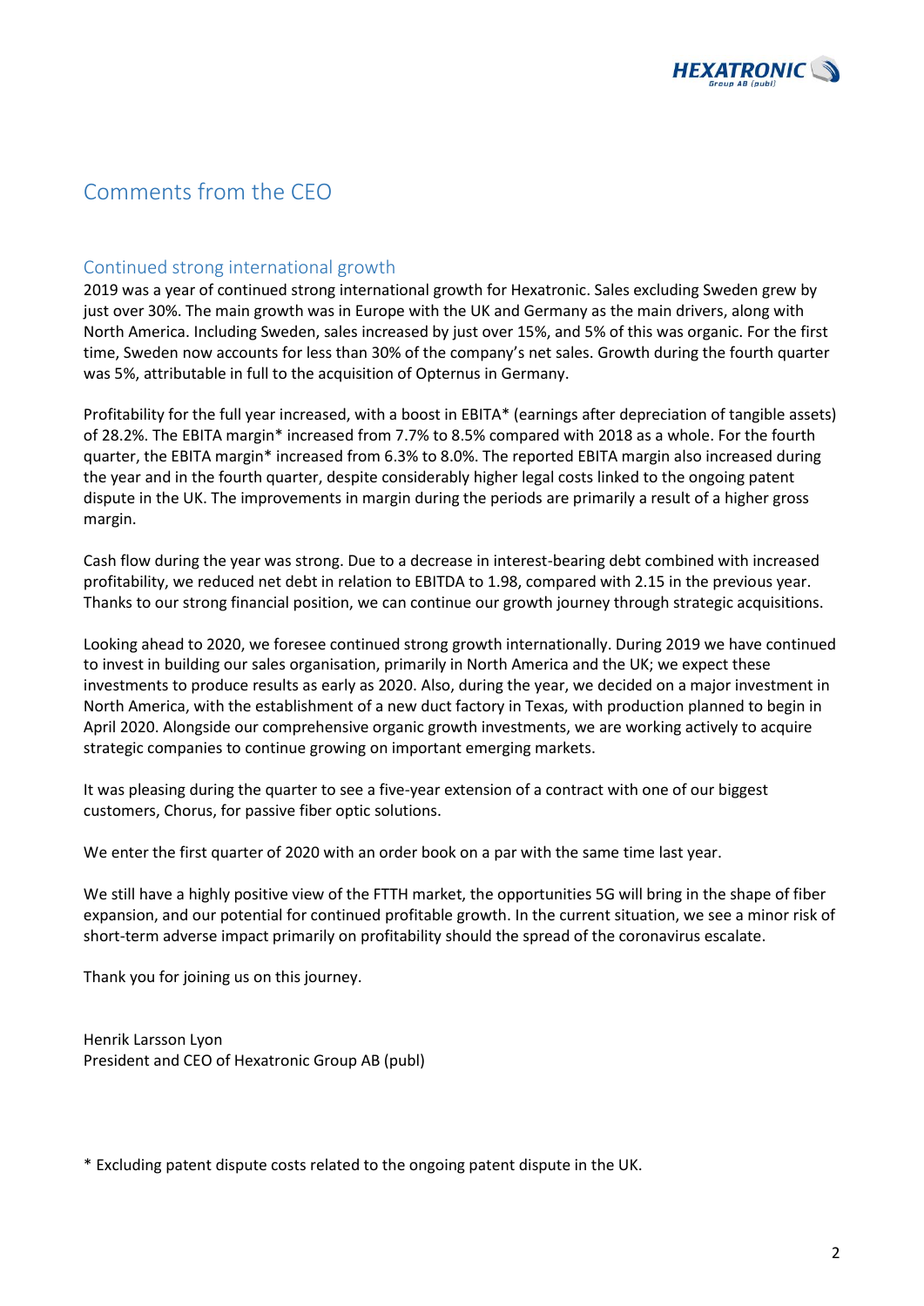# Comments from the CEO

## Continued strong international growth

2019 was a year of continued strong international growth for Hexatronic. Sales excluding Sweden grew by just over 30%. The main growth was in Europe with the UK and Germany as the main drivers, along with North America. Including Sweden, sales increased by just over 15%, and 5% of this was organic. For the first time, Sweden now accounts for less than 30% of the company's net sales. Growth during the fourth quarter was 5%, attributable in full to the acquisition of Opternus in Germany.

Profitability for the full year increased, with a boost in EBITA* (earnings after depreciation of tangible assets) of 28.2%. The EBITA margin* increased from 7.7% to 8.5% compared with 2018 as a whole. For the fourth quarter, the EBITA margin* increased from 6.3% to 8.0%. The reported EBITA margin also increased during the year and in the fourth quarter, despite considerably higher legal costs linked to the ongoing patent dispute in the UK. The improvements in margin during the periods are primarily a result of a higher gross margin.

Cash flow during the year was strong. Due to a decrease in interest-bearing debt combined with increased profitability, we reduced net debt in relation to EBITDA to 1.98, compared with 2.15 in the previous year. Thanks to our strong financial position, we can continue our growth journey through strategic acquisitions.

Looking ahead to 2020, we foresee continued strong growth internationally. During 2019 we have continued to invest in building our sales organisation, primarily in North America and the UK; we expect these investments to produce results as early as 2020. Also, during the year, we decided on a major investment in North America, with the establishment of a new duct factory in Texas, with production planned to begin in April 2020. Alongside our comprehensive organic growth investments, we are working actively to acquire strategic companies to continue growing on important emerging markets.

It was pleasing during the quarter to see a five-year extension of a contract with one of our biggest customers, Chorus, for passive fiber optic solutions.

We enter the first quarter of 2020 with an order book on a par with the same time last year.

We still have a highly positive view of the FTTH market, the opportunities 5G will bring in the shape of fiber expansion, and our potential for continued profitable growth. In the current situation, we see a minor risk of short-term adverse impact primarily on profitability should the spread of the coronavirus escalate.

Thank you for joining us on this journey.

Henrik Larsson Lyon
President and CEO of Hexatronic Group AB (publ)

* Excluding patent dispute costs related to the ongoing patent dispute in the UK.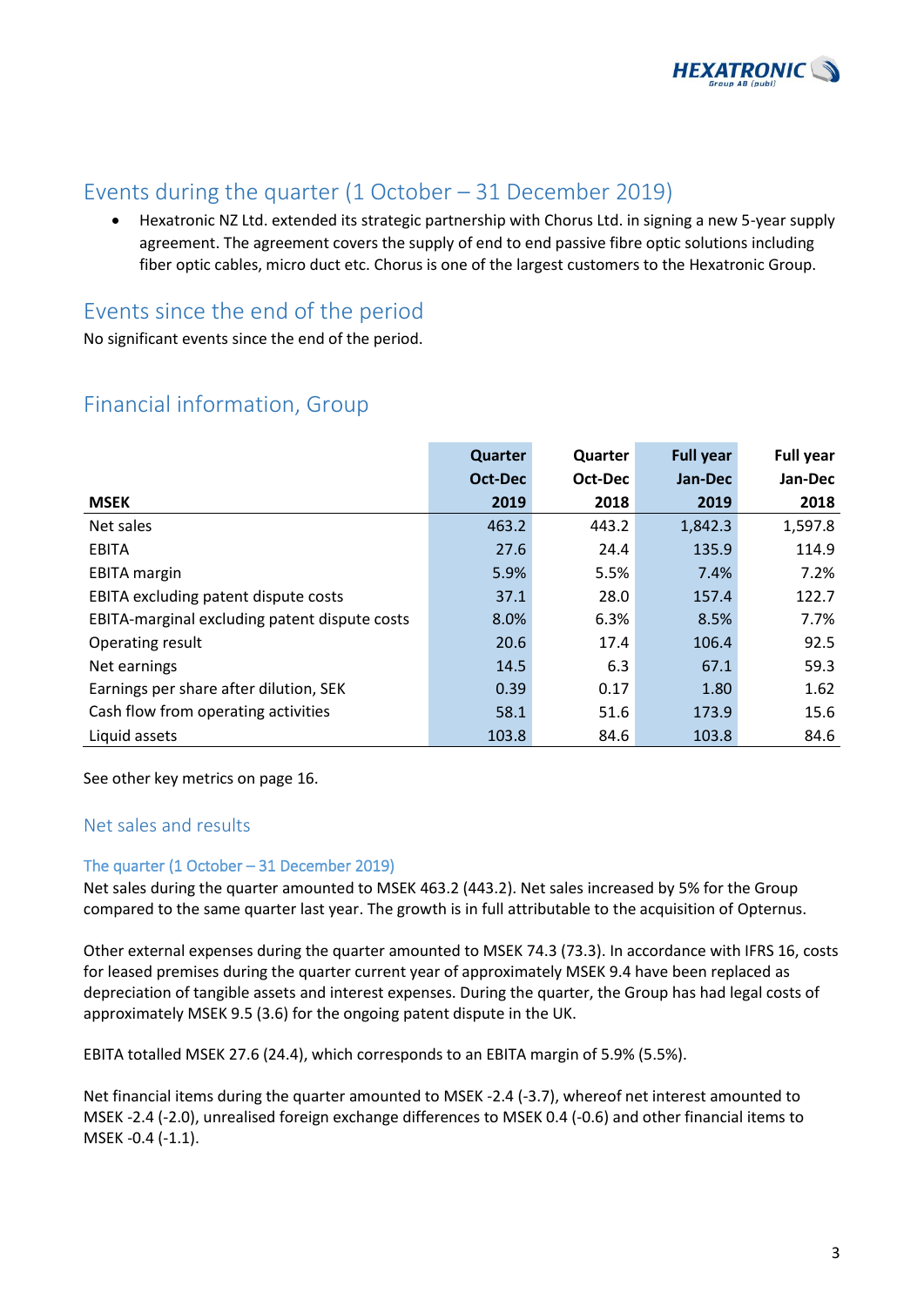## Events during the quarter (1 October – 31 December 2019)

- Hexatronic NZ Ltd. extended its strategic partnership with Chorus Ltd. in signing a new 5-year supply agreement. The agreement covers the supply of end to end passive fibre optic solutions including fiber optic cables, micro duct etc. Chorus is one of the largest customers to the Hexatronic Group.

## Events since the end of the period

No significant events since the end of the period.

## Financial information, Group

| MSEK | Quarter Oct-Dec 2019 | Quarter Oct-Dec 2018 | Full year Jan-Dec 2019 | Full year Jan-Dec 2018 |
|---|---|---|---|---|
| Net sales | 463.2 | 443.2 | 1,842.3 | 1,597.8 |
| EBITA | 27.6 | 24.4 | 135.9 | 114.9 |
| EBITA margin | 5.9% | 5.5% | 7.4% | 7.2% |
| EBITA excluding patent dispute costs | 37.1 | 28.0 | 157.4 | 122.7 |
| EBITA-marginal excluding patent dispute costs | 8.0% | 6.3% | 8.5% | 7.7% |
| Operating result | 20.6 | 17.4 | 106.4 | 92.5 |
| Net earnings | 14.5 | 6.3 | 67.1 | 59.3 |
| Earnings per share after dilution, SEK | 0.39 | 0.17 | 1.80 | 1.62 |
| Cash flow from operating activities | 58.1 | 51.6 | 173.9 | 15.6 |
| Liquid assets | 103.8 | 84.6 | 103.8 | 84.6 |

See other key metrics on page 16.

### Net sales and results

#### The quarter (1 October – 31 December 2019)

Net sales during the quarter amounted to MSEK 463.2 (443.2). Net sales increased by 5% for the Group compared to the same quarter last year. The growth is in full attributable to the acquisition of Opternus.

Other external expenses during the quarter amounted to MSEK 74.3 (73.3). In accordance with IFRS 16, costs for leased premises during the quarter current year of approximately MSEK 9.4 have been replaced as depreciation of tangible assets and interest expenses. During the quarter, the Group has had legal costs of approximately MSEK 9.5 (3.6) for the ongoing patent dispute in the UK.

EBITA totalled MSEK 27.6 (24.4), which corresponds to an EBITA margin of 5.9% (5.5%).

Net financial items during the quarter amounted to MSEK -2.4 (-3.7), whereof net interest amounted to MSEK -2.4 (-2.0), unrealised foreign exchange differences to MSEK 0.4 (-0.6) and other financial items to MSEK -0.4 (-1.1).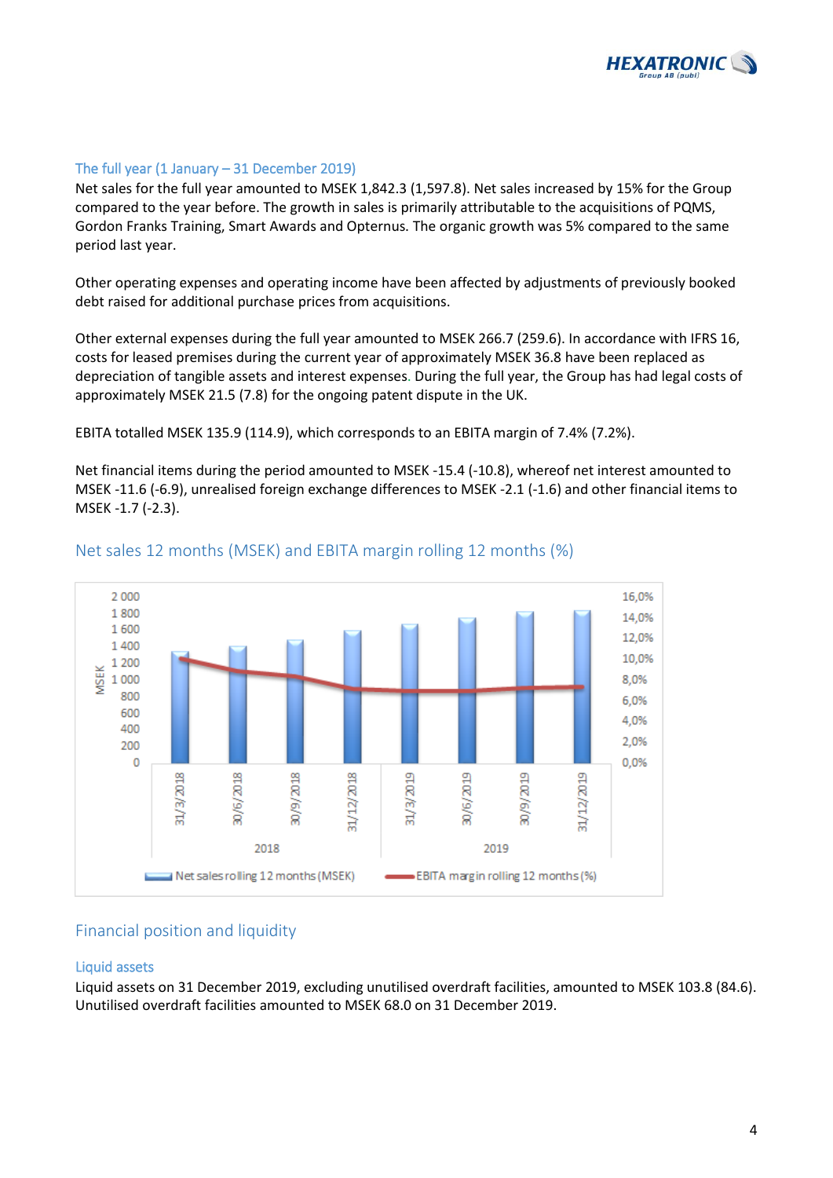### The full year (1 January – 31 December 2019)

Net sales for the full year amounted to MSEK 1,842.3 (1,597.8). Net sales increased by 15% for the Group compared to the year before. The growth in sales is primarily attributable to the acquisitions of PQMS, Gordon Franks Training, Smart Awards and Opternus. The organic growth was 5% compared to the same period last year.

Other operating expenses and operating income have been affected by adjustments of previously booked debt raised for additional purchase prices from acquisitions.

Other external expenses during the full year amounted to MSEK 266.7 (259.6). In accordance with IFRS 16, costs for leased premises during the current year of approximately MSEK 36.8 have been replaced as depreciation of tangible assets and interest expenses. During the full year, the Group has had legal costs of approximately MSEK 21.5 (7.8) for the ongoing patent dispute in the UK.

EBITA totalled MSEK 135.9 (114.9), which corresponds to an EBITA margin of 7.4% (7.2%).

Net financial items during the period amounted to MSEK -15.4 (-10.8), whereof net interest amounted to MSEK -11.6 (-6.9), unrealised foreign exchange differences to MSEK -2.1 (-1.6) and other financial items to MSEK -1.7 (-2.3).

## Net sales 12 months (MSEK) and EBITA margin rolling 12 months (%)

## Financial position and liquidity

### Liquid assets

Liquid assets on 31 December 2019, excluding unutilised overdraft facilities, amounted to MSEK 103.8 (84.6). Unutilised overdraft facilities amounted to MSEK 68.0 on 31 December 2019.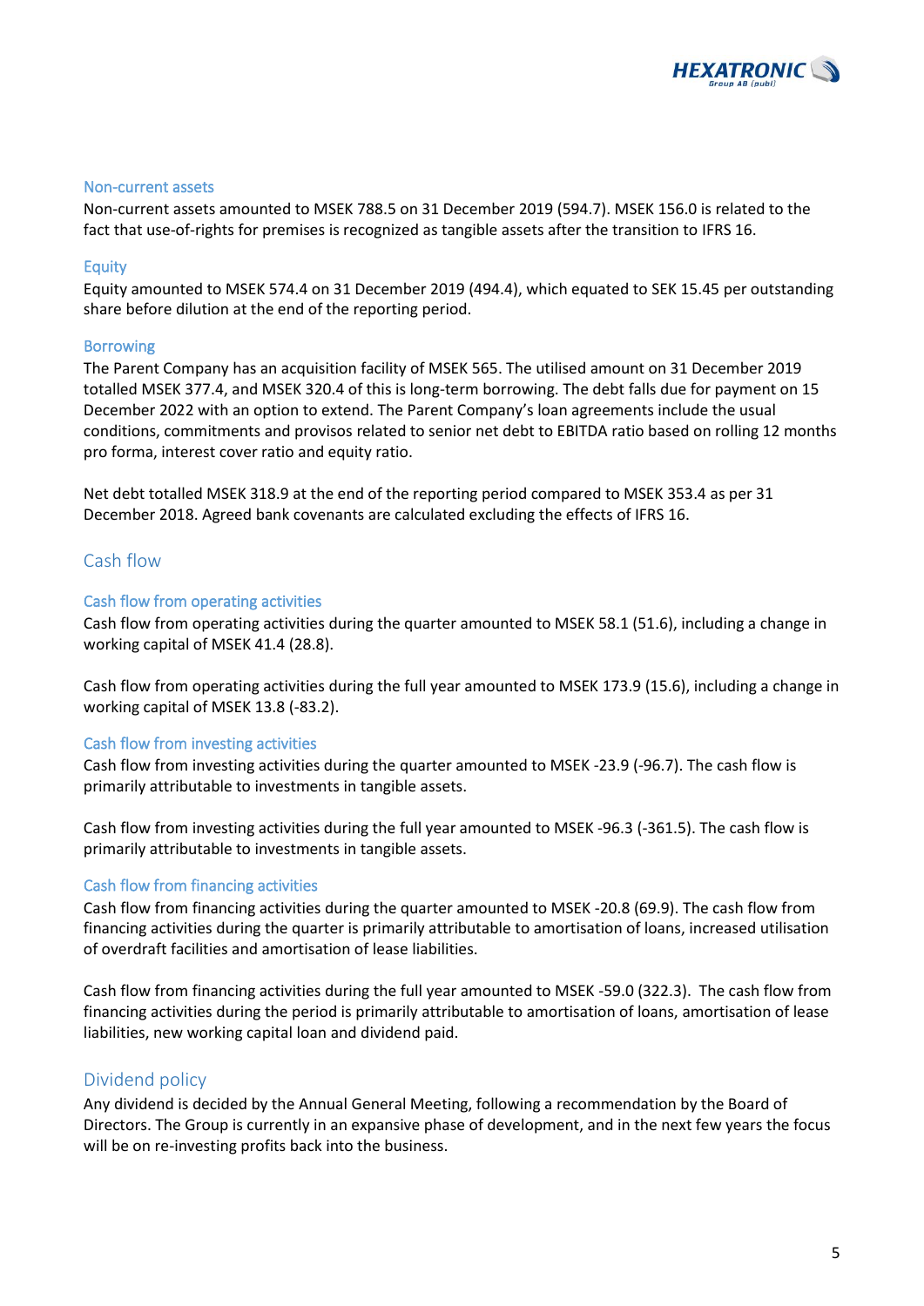### Non-current assets

Non-current assets amounted to MSEK 788.5 on 31 December 2019 (594.7). MSEK 156.0 is related to the fact that use-of-rights for premises is recognized as tangible assets after the transition to IFRS 16.

### Equity

Equity amounted to MSEK 574.4 on 31 December 2019 (494.4), which equated to SEK 15.45 per outstanding share before dilution at the end of the reporting period.

### Borrowing

The Parent Company has an acquisition facility of MSEK 565. The utilised amount on 31 December 2019 totalled MSEK 377.4, and MSEK 320.4 of this is long-term borrowing. The debt falls due for payment on 15 December 2022 with an option to extend. The Parent Company's loan agreements include the usual conditions, commitments and provisos related to senior net debt to EBITDA ratio based on rolling 12 months pro forma, interest cover ratio and equity ratio.

Net debt totalled MSEK 318.9 at the end of the reporting period compared to MSEK 353.4 as per 31 December 2018. Agreed bank covenants are calculated excluding the effects of IFRS 16.

## Cash flow

### Cash flow from operating activities

Cash flow from operating activities during the quarter amounted to MSEK 58.1 (51.6), including a change in working capital of MSEK 41.4 (28.8).

Cash flow from operating activities during the full year amounted to MSEK 173.9 (15.6), including a change in working capital of MSEK 13.8 (-83.2).

### Cash flow from investing activities

Cash flow from investing activities during the quarter amounted to MSEK -23.9 (-96.7). The cash flow is primarily attributable to investments in tangible assets.

Cash flow from investing activities during the full year amounted to MSEK -96.3 (-361.5). The cash flow is primarily attributable to investments in tangible assets.

### Cash flow from financing activities

Cash flow from financing activities during the quarter amounted to MSEK -20.8 (69.9). The cash flow from financing activities during the quarter is primarily attributable to amortisation of loans, increased utilisation of overdraft facilities and amortisation of lease liabilities.

Cash flow from financing activities during the full year amounted to MSEK -59.0 (322.3). The cash flow from financing activities during the period is primarily attributable to amortisation of loans, amortisation of lease liabilities, new working capital loan and dividend paid.

## Dividend policy

Any dividend is decided by the Annual General Meeting, following a recommendation by the Board of Directors. The Group is currently in an expansive phase of development, and in the next few years the focus will be on re-investing profits back into the business.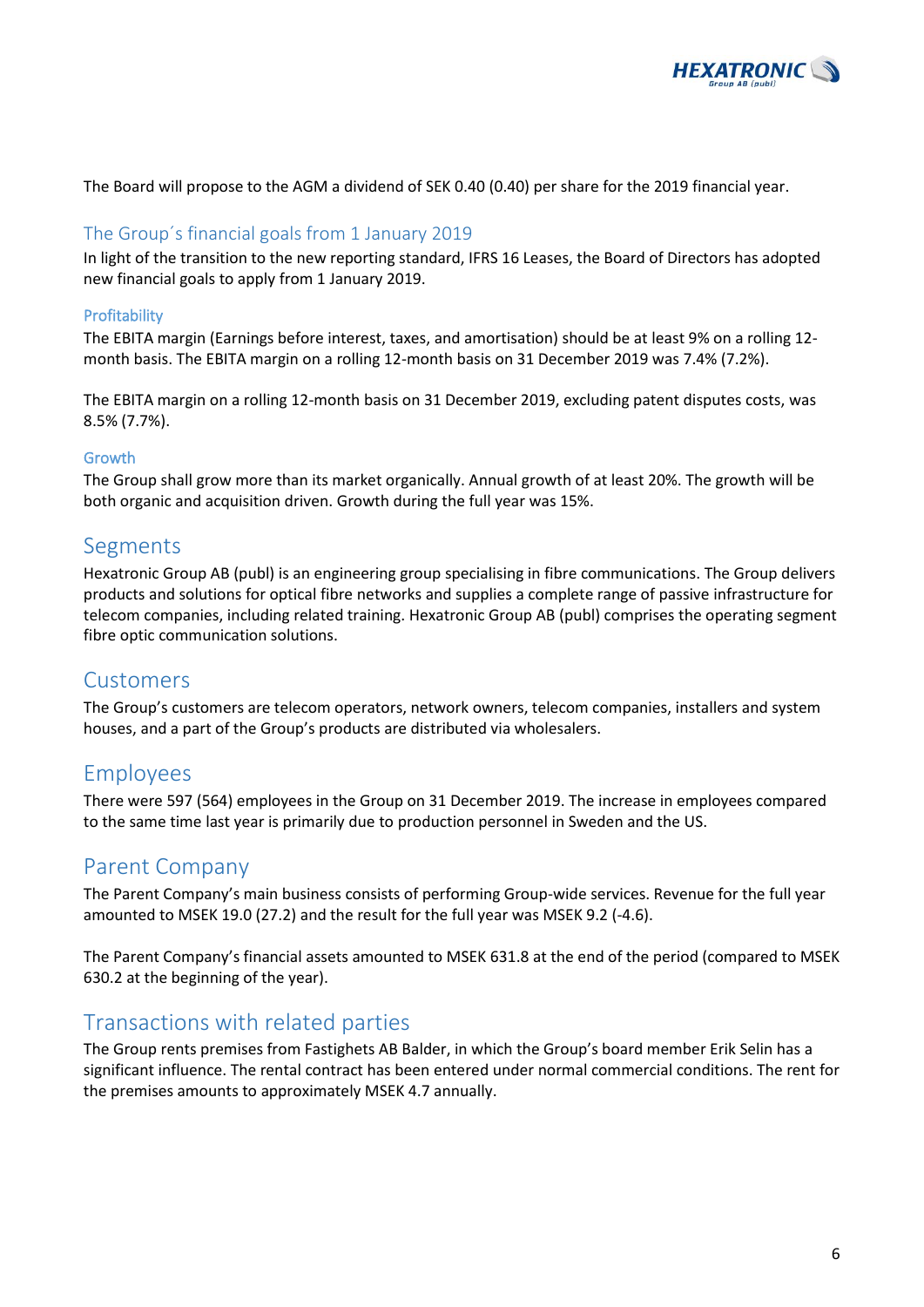The Board will propose to the AGM a dividend of SEK 0.40 (0.40) per share for the 2019 financial year.

### The Group´s financial goals from 1 January 2019

In light of the transition to the new reporting standard, IFRS 16 Leases, the Board of Directors has adopted new financial goals to apply from 1 January 2019.

#### Profitability

The EBITA margin (Earnings before interest, taxes, and amortisation) should be at least 9% on a rolling 12-month basis. The EBITA margin on a rolling 12-month basis on 31 December 2019 was 7.4% (7.2%).

The EBITA margin on a rolling 12-month basis on 31 December 2019, excluding patent disputes costs, was 8.5% (7.7%).

#### Growth

The Group shall grow more than its market organically. Annual growth of at least 20%. The growth will be both organic and acquisition driven. Growth during the full year was 15%.

## Segments

Hexatronic Group AB (publ) is an engineering group specialising in fibre communications. The Group delivers products and solutions for optical fibre networks and supplies a complete range of passive infrastructure for telecom companies, including related training. Hexatronic Group AB (publ) comprises the operating segment fibre optic communication solutions.

## Customers

The Group's customers are telecom operators, network owners, telecom companies, installers and system houses, and a part of the Group's products are distributed via wholesalers.

## Employees

There were 597 (564) employees in the Group on 31 December 2019. The increase in employees compared to the same time last year is primarily due to production personnel in Sweden and the US.

## Parent Company

The Parent Company's main business consists of performing Group-wide services. Revenue for the full year amounted to MSEK 19.0 (27.2) and the result for the full year was MSEK 9.2 (-4.6).

The Parent Company's financial assets amounted to MSEK 631.8 at the end of the period (compared to MSEK 630.2 at the beginning of the year).

## Transactions with related parties

The Group rents premises from Fastighets AB Balder, in which the Group's board member Erik Selin has a significant influence. The rental contract has been entered under normal commercial conditions. The rent for the premises amounts to approximately MSEK 4.7 annually.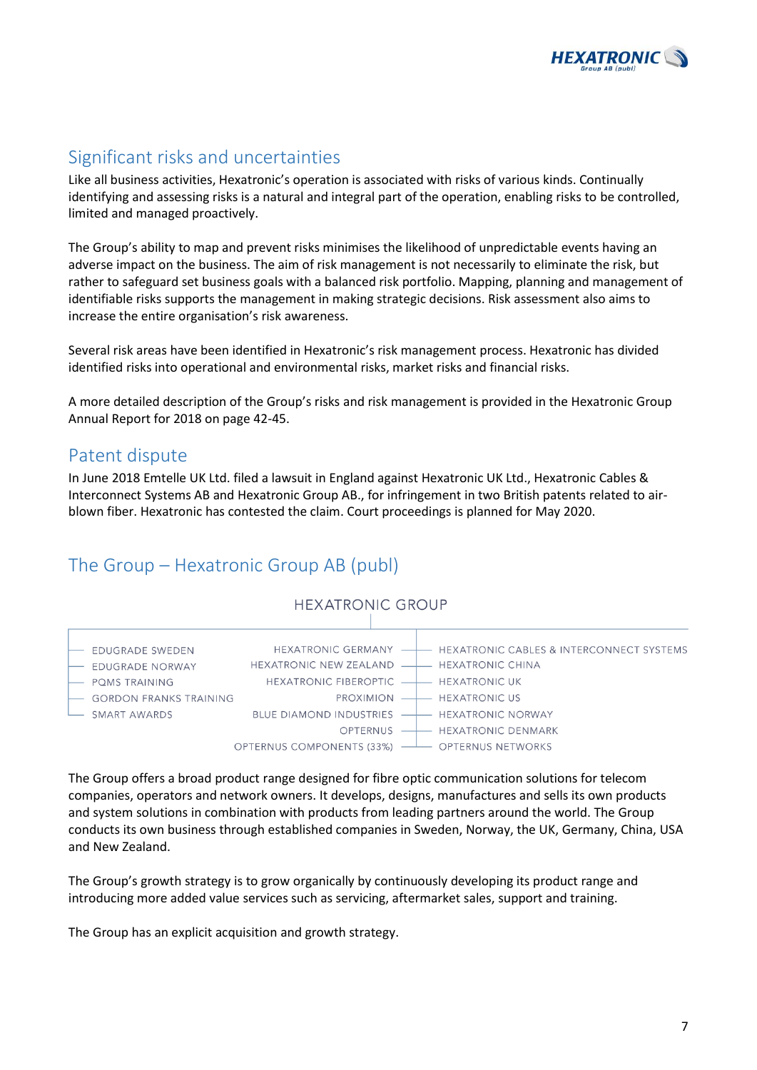## Significant risks and uncertainties

Like all business activities, Hexatronic's operation is associated with risks of various kinds. Continually identifying and assessing risks is a natural and integral part of the operation, enabling risks to be controlled, limited and managed proactively.

The Group's ability to map and prevent risks minimises the likelihood of unpredictable events having an adverse impact on the business. The aim of risk management is not necessarily to eliminate the risk, but rather to safeguard set business goals with a balanced risk portfolio. Mapping, planning and management of identifiable risks supports the management in making strategic decisions. Risk assessment also aims to increase the entire organisation's risk awareness.

Several risk areas have been identified in Hexatronic's risk management process. Hexatronic has divided identified risks into operational and environmental risks, market risks and financial risks.

A more detailed description of the Group's risks and risk management is provided in the Hexatronic Group Annual Report for 2018 on page 42-45.

## Patent dispute

In June 2018 Emtelle UK Ltd. filed a lawsuit in England against Hexatronic UK Ltd., Hexatronic Cables & Interconnect Systems AB and Hexatronic Group AB., for infringement in two British patents related to air-blown fiber. Hexatronic has contested the claim. Court proceedings is planned for May 2020.

## The Group – Hexatronic Group AB (publ)

HEXATRONIC GROUP

| | | |
|---|---|---|
| EDUGRADE SWEDEN | HEXATRONIC GERMANY | HEXATRONIC CABLES & INTERCONNECT SYSTEMS |
| EDUGRADE NORWAY | HEXATRONIC NEW ZEALAND | HEXATRONIC CHINA |
| PQMS TRAINING | HEXATRONIC FIBEROPTIC | HEXATRONIC UK |
| GORDON FRANKS TRAINING | PROXIMION | HEXATRONIC US |
| SMART AWARDS | BLUE DIAMOND INDUSTRIES | HEXATRONIC NORWAY |
| | OPTERNUS | HEXATRONIC DENMARK |
| | OPTERNUS COMPONENTS (33%) | OPTERNUS NETWORKS |

The Group offers a broad product range designed for fibre optic communication solutions for telecom companies, operators and network owners. It develops, designs, manufactures and sells its own products and system solutions in combination with products from leading partners around the world. The Group conducts its own business through established companies in Sweden, Norway, the UK, Germany, China, USA and New Zealand.

The Group's growth strategy is to grow organically by continuously developing its product range and introducing more added value services such as servicing, aftermarket sales, support and training.

The Group has an explicit acquisition and growth strategy.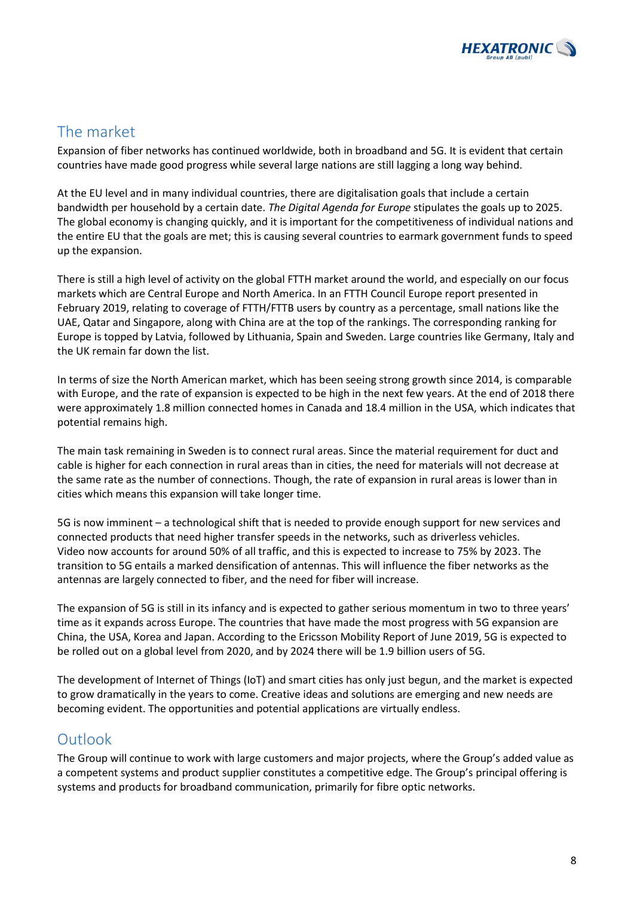## The market

Expansion of fiber networks has continued worldwide, both in broadband and 5G. It is evident that certain countries have made good progress while several large nations are still lagging a long way behind.

At the EU level and in many individual countries, there are digitalisation goals that include a certain bandwidth per household by a certain date. *The Digital Agenda for Europe* stipulates the goals up to 2025. The global economy is changing quickly, and it is important for the competitiveness of individual nations and the entire EU that the goals are met; this is causing several countries to earmark government funds to speed up the expansion.

There is still a high level of activity on the global FTTH market around the world, and especially on our focus markets which are Central Europe and North America. In an FTTH Council Europe report presented in February 2019, relating to coverage of FTTH/FTTB users by country as a percentage, small nations like the UAE, Qatar and Singapore, along with China are at the top of the rankings. The corresponding ranking for Europe is topped by Latvia, followed by Lithuania, Spain and Sweden. Large countries like Germany, Italy and the UK remain far down the list.

In terms of size the North American market, which has been seeing strong growth since 2014, is comparable with Europe, and the rate of expansion is expected to be high in the next few years. At the end of 2018 there were approximately 1.8 million connected homes in Canada and 18.4 million in the USA, which indicates that potential remains high.

The main task remaining in Sweden is to connect rural areas. Since the material requirement for duct and cable is higher for each connection in rural areas than in cities, the need for materials will not decrease at the same rate as the number of connections. Though, the rate of expansion in rural areas is lower than in cities which means this expansion will take longer time.

5G is now imminent – a technological shift that is needed to provide enough support for new services and connected products that need higher transfer speeds in the networks, such as driverless vehicles. Video now accounts for around 50% of all traffic, and this is expected to increase to 75% by 2023. The transition to 5G entails a marked densification of antennas. This will influence the fiber networks as the antennas are largely connected to fiber, and the need for fiber will increase.

The expansion of 5G is still in its infancy and is expected to gather serious momentum in two to three years' time as it expands across Europe. The countries that have made the most progress with 5G expansion are China, the USA, Korea and Japan. According to the Ericsson Mobility Report of June 2019, 5G is expected to be rolled out on a global level from 2020, and by 2024 there will be 1.9 billion users of 5G.

The development of Internet of Things (IoT) and smart cities has only just begun, and the market is expected to grow dramatically in the years to come. Creative ideas and solutions are emerging and new needs are becoming evident. The opportunities and potential applications are virtually endless.

## Outlook

The Group will continue to work with large customers and major projects, where the Group's added value as a competent systems and product supplier constitutes a competitive edge. The Group's principal offering is systems and products for broadband communication, primarily for fibre optic networks.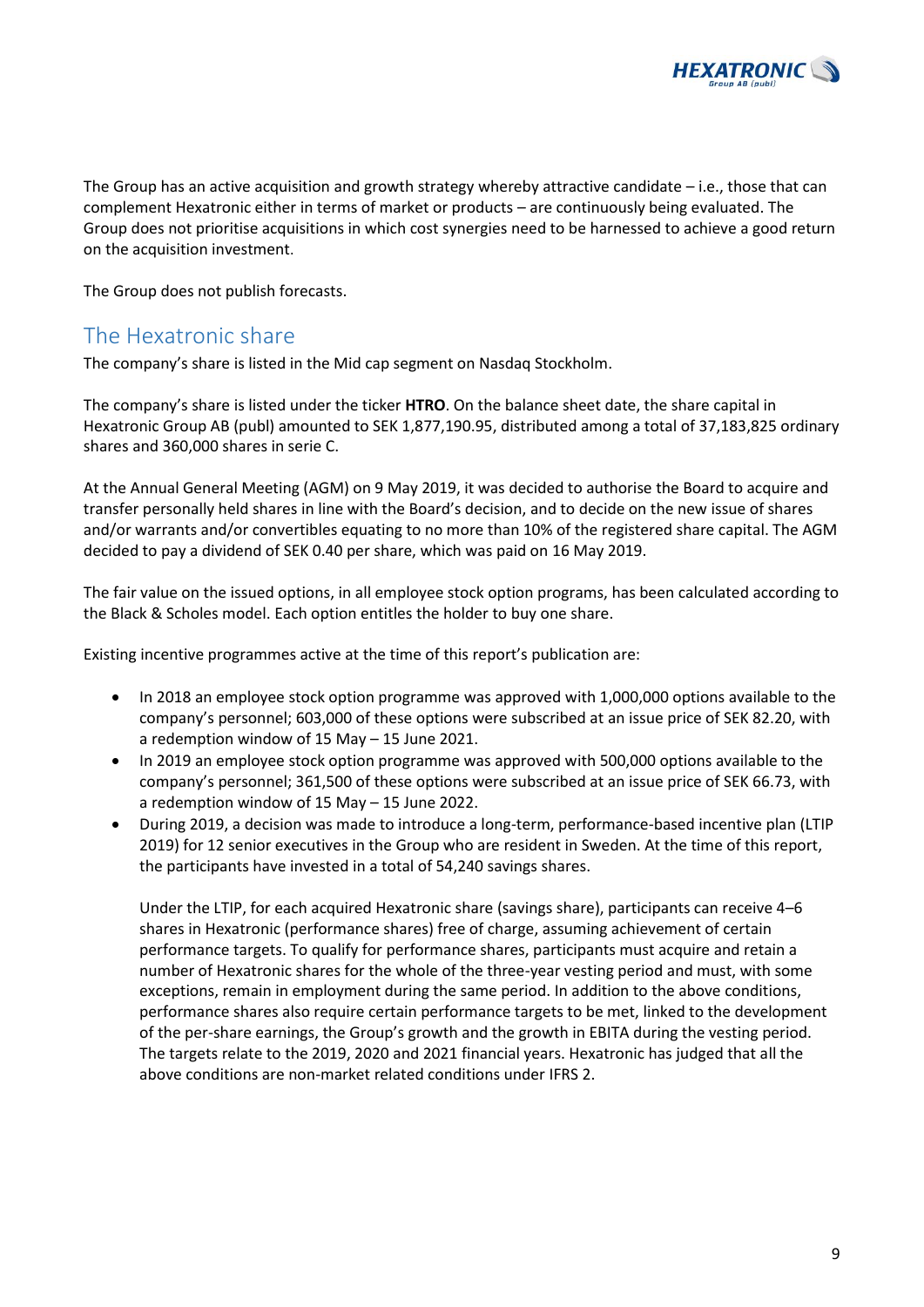The Group has an active acquisition and growth strategy whereby attractive candidate – i.e., those that can complement Hexatronic either in terms of market or products – are continuously being evaluated. The Group does not prioritise acquisitions in which cost synergies need to be harnessed to achieve a good return on the acquisition investment.

The Group does not publish forecasts.

## The Hexatronic share

The company's share is listed in the Mid cap segment on Nasdaq Stockholm.

The company's share is listed under the ticker **HTRO**. On the balance sheet date, the share capital in Hexatronic Group AB (publ) amounted to SEK 1,877,190.95, distributed among a total of 37,183,825 ordinary shares and 360,000 shares in serie C.

At the Annual General Meeting (AGM) on 9 May 2019, it was decided to authorise the Board to acquire and transfer personally held shares in line with the Board's decision, and to decide on the new issue of shares and/or warrants and/or convertibles equating to no more than 10% of the registered share capital. The AGM decided to pay a dividend of SEK 0.40 per share, which was paid on 16 May 2019.

The fair value on the issued options, in all employee stock option programs, has been calculated according to the Black & Scholes model. Each option entitles the holder to buy one share.

Existing incentive programmes active at the time of this report's publication are:

- In 2018 an employee stock option programme was approved with 1,000,000 options available to the company's personnel; 603,000 of these options were subscribed at an issue price of SEK 82.20, with a redemption window of 15 May – 15 June 2021.
- In 2019 an employee stock option programme was approved with 500,000 options available to the company's personnel; 361,500 of these options were subscribed at an issue price of SEK 66.73, with a redemption window of 15 May – 15 June 2022.
- During 2019, a decision was made to introduce a long-term, performance-based incentive plan (LTIP 2019) for 12 senior executives in the Group who are resident in Sweden. At the time of this report, the participants have invested in a total of 54,240 savings shares.

  Under the LTIP, for each acquired Hexatronic share (savings share), participants can receive 4–6 shares in Hexatronic (performance shares) free of charge, assuming achievement of certain performance targets. To qualify for performance shares, participants must acquire and retain a number of Hexatronic shares for the whole of the three-year vesting period and must, with some exceptions, remain in employment during the same period. In addition to the above conditions, performance shares also require certain performance targets to be met, linked to the development of the per-share earnings, the Group's growth and the growth in EBITA during the vesting period. The targets relate to the 2019, 2020 and 2021 financial years. Hexatronic has judged that all the above conditions are non-market related conditions under IFRS 2.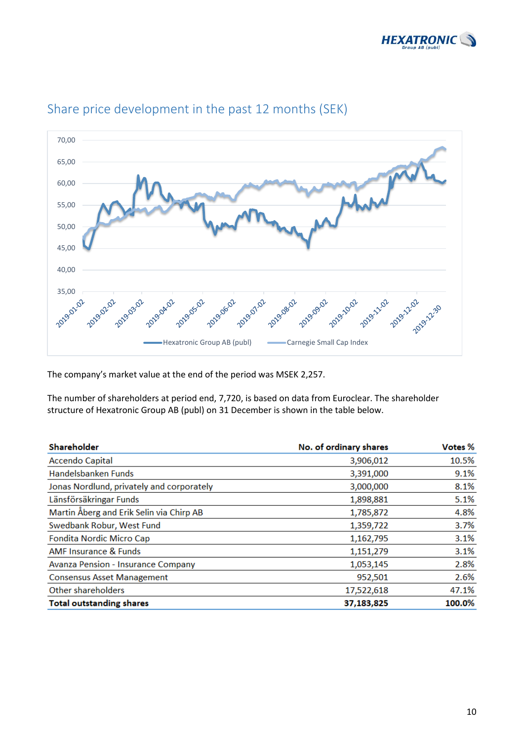## Share price development in the past 12 months (SEK)

The company's market value at the end of the period was MSEK 2,257.

The number of shareholders at period end, 7,720, is based on data from Euroclear. The shareholder structure of Hexatronic Group AB (publ) on 31 December is shown in the table below.

| Shareholder | No. of ordinary shares | Votes % |
|---|---:|---:|
| Accendo Capital | 3,906,012 | 10.5% |
| Handelsbanken Funds | 3,391,000 | 9.1% |
| Jonas Nordlund, privately and corporately | 3,000,000 | 8.1% |
| Länsförsäkringar Funds | 1,898,881 | 5.1% |
| Martin Åberg and Erik Selin via Chirp AB | 1,785,872 | 4.8% |
| Swedbank Robur, West Fund | 1,359,722 | 3.7% |
| Fondita Nordic Micro Cap | 1,162,795 | 3.1% |
| AMF Insurance & Funds | 1,151,279 | 3.1% |
| Avanza Pension - Insurance Company | 1,053,145 | 2.8% |
| Consensus Asset Management | 952,501 | 2.6% |
| Other shareholders | 17,522,618 | 47.1% |
| **Total outstanding shares** | **37,183,825** | **100.0%** |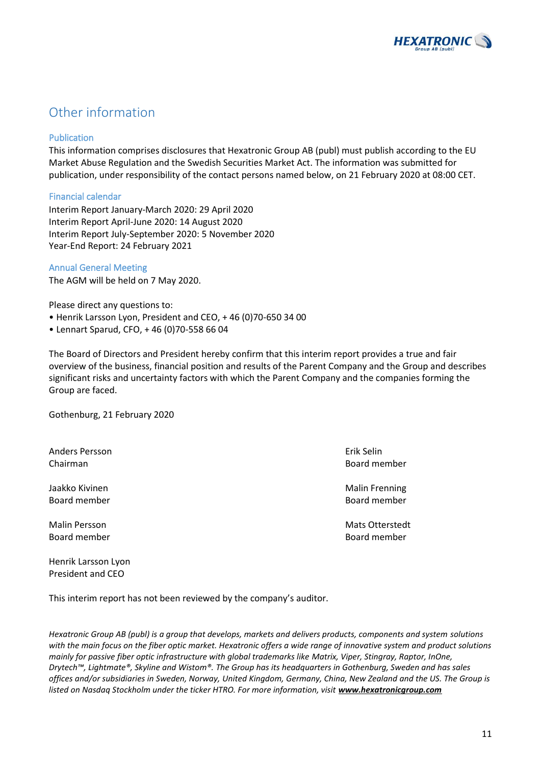## Other information

### Publication

This information comprises disclosures that Hexatronic Group AB (publ) must publish according to the EU Market Abuse Regulation and the Swedish Securities Market Act. The information was submitted for publication, under responsibility of the contact persons named below, on 21 February 2020 at 08:00 CET.

### Financial calendar

Interim Report January-March 2020: 29 April 2020
Interim Report April-June 2020: 14 August 2020
Interim Report July-September 2020: 5 November 2020
Year-End Report: 24 February 2021

### Annual General Meeting

The AGM will be held on 7 May 2020.

Please direct any questions to:

- Henrik Larsson Lyon, President and CEO, + 46 (0)70-650 34 00
- Lennart Sparud, CFO, + 46 (0)70-558 66 04

The Board of Directors and President hereby confirm that this interim report provides a true and fair overview of the business, financial position and results of the Parent Company and the Group and describes significant risks and uncertainty factors with which the Parent Company and the companies forming the Group are faced.

Gothenburg, 21 February 2020

Anders Persson
Chairman

Erik Selin
Board member

Jaakko Kivinen
Board member

Malin Frenning
Board member

Malin Persson
Board member

Mats Otterstedt
Board member

Henrik Larsson Lyon
President and CEO

This interim report has not been reviewed by the company's auditor.

*Hexatronic Group AB (publ) is a group that develops, markets and delivers products, components and system solutions with the main focus on the fiber optic market. Hexatronic offers a wide range of innovative system and product solutions mainly for passive fiber optic infrastructure with global trademarks like Matrix, Viper, Stingray, Raptor, InOne, Drytech™, Lightmate®, Skyline and Wistom®. The Group has its headquarters in Gothenburg, Sweden and has sales offices and/or subsidiaries in Sweden, Norway, United Kingdom, Germany, China, New Zealand and the US. The Group is listed on Nasdaq Stockholm under the ticker HTRO. For more information, visit* ***www.hexatronicgroup.com***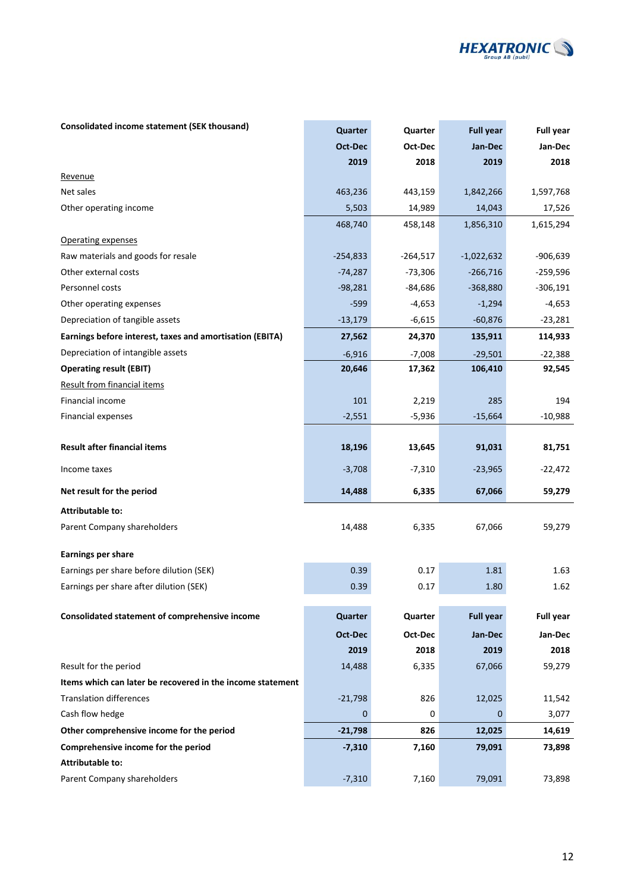| Consolidated income statement (SEK thousand) | Quarter Oct-Dec 2019 | Quarter Oct-Dec 2018 | Full year Jan-Dec 2019 | Full year Jan-Dec 2018 |
|---|---|---|---|---|
| Revenue | | | | |
| Net sales | 463,236 | 443,159 | 1,842,266 | 1,597,768 |
| Other operating income | 5,503 | 14,989 | 14,043 | 17,526 |
| | 468,740 | 458,148 | 1,856,310 | 1,615,294 |
| Operating expenses | | | | |
| Raw materials and goods for resale | -254,833 | -264,517 | -1,022,632 | -906,639 |
| Other external costs | -74,287 | -73,306 | -266,716 | -259,596 |
| Personnel costs | -98,281 | -84,686 | -368,880 | -306,191 |
| Other operating expenses | -599 | -4,653 | -1,294 | -4,653 |
| Depreciation of tangible assets | -13,179 | -6,615 | -60,876 | -23,281 |
| **Earnings before interest, taxes and amortisation (EBITA)** | **27,562** | **24,370** | **135,911** | **114,933** |
| Depreciation of intangible assets | -6,916 | -7,008 | -29,501 | -22,388 |
| **Operating result (EBIT)** | **20,646** | **17,362** | **106,410** | **92,545** |
| Result from financial items | | | | |
| Financial income | 101 | 2,219 | 285 | 194 |
| Financial expenses | -2,551 | -5,936 | -15,664 | -10,988 |
| **Result after financial items** | **18,196** | **13,645** | **91,031** | **81,751** |
| Income taxes | -3,708 | -7,310 | -23,965 | -22,472 |
| **Net result for the period** | **14,488** | **6,335** | **67,066** | **59,279** |
| **Attributable to:** | | | | |
| Parent Company shareholders | 14,488 | 6,335 | 67,066 | 59,279 |
| **Earnings per share** | | | | |
| Earnings per share before dilution (SEK) | 0.39 | 0.17 | 1.81 | 1.63 |
| Earnings per share after dilution (SEK) | 0.39 | 0.17 | 1.80 | 1.62 |

| Consolidated statement of comprehensive income | Quarter Oct-Dec 2019 | Quarter Oct-Dec 2018 | Full year Jan-Dec 2019 | Full year Jan-Dec 2018 |
|---|---|---|---|---|
| Result for the period | 14,488 | 6,335 | 67,066 | 59,279 |
| **Items which can later be recovered in the income statement** | | | | |
| Translation differences | -21,798 | 826 | 12,025 | 11,542 |
| Cash flow hedge | 0 | 0 | 0 | 3,077 |
| **Other comprehensive income for the period** | **-21,798** | **826** | **12,025** | **14,619** |
| **Comprehensive income for the period** | **-7,310** | **7,160** | **79,091** | **73,898** |
| **Attributable to:** | | | | |
| Parent Company shareholders | -7,310 | 7,160 | 79,091 | 73,898 |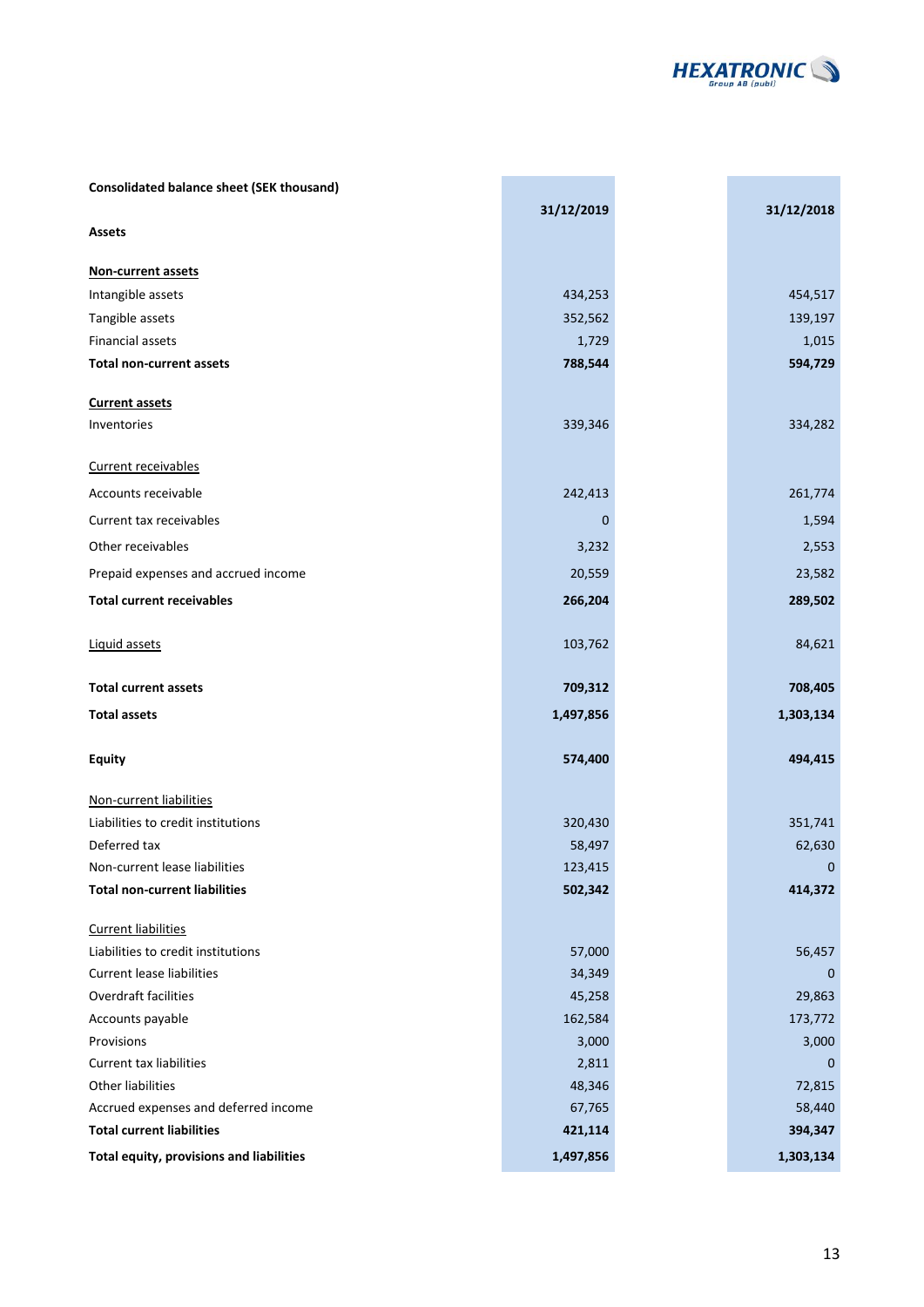| Consolidated balance sheet (SEK thousand) | 31/12/2019 | 31/12/2018 |
|---|---|---|
| **Assets** | | |
| **Non-current assets** | | |
| Intangible assets | 434,253 | 454,517 |
| Tangible assets | 352,562 | 139,197 |
| Financial assets | 1,729 | 1,015 |
| **Total non-current assets** | **788,544** | **594,729** |
| **Current assets** | | |
| Inventories | 339,346 | 334,282 |
| Current receivables | | |
| Accounts receivable | 242,413 | 261,774 |
| Current tax receivables | 0 | 1,594 |
| Other receivables | 3,232 | 2,553 |
| Prepaid expenses and accrued income | 20,559 | 23,582 |
| **Total current receivables** | **266,204** | **289,502** |
| Liquid assets | 103,762 | 84,621 |
| **Total current assets** | **709,312** | **708,405** |
| **Total assets** | **1,497,856** | **1,303,134** |
| **Equity** | **574,400** | **494,415** |
| Non-current liabilities | | |
| Liabilities to credit institutions | 320,430 | 351,741 |
| Deferred tax | 58,497 | 62,630 |
| Non-current lease liabilities | 123,415 | 0 |
| **Total non-current liabilities** | **502,342** | **414,372** |
| Current liabilities | | |
| Liabilities to credit institutions | 57,000 | 56,457 |
| Current lease liabilities | 34,349 | 0 |
| Overdraft facilities | 45,258 | 29,863 |
| Accounts payable | 162,584 | 173,772 |
| Provisions | 3,000 | 3,000 |
| Current tax liabilities | 2,811 | 0 |
| Other liabilities | 48,346 | 72,815 |
| Accrued expenses and deferred income | 67,765 | 58,440 |
| **Total current liabilities** | **421,114** | **394,347** |
| **Total equity, provisions and liabilities** | **1,497,856** | **1,303,134** |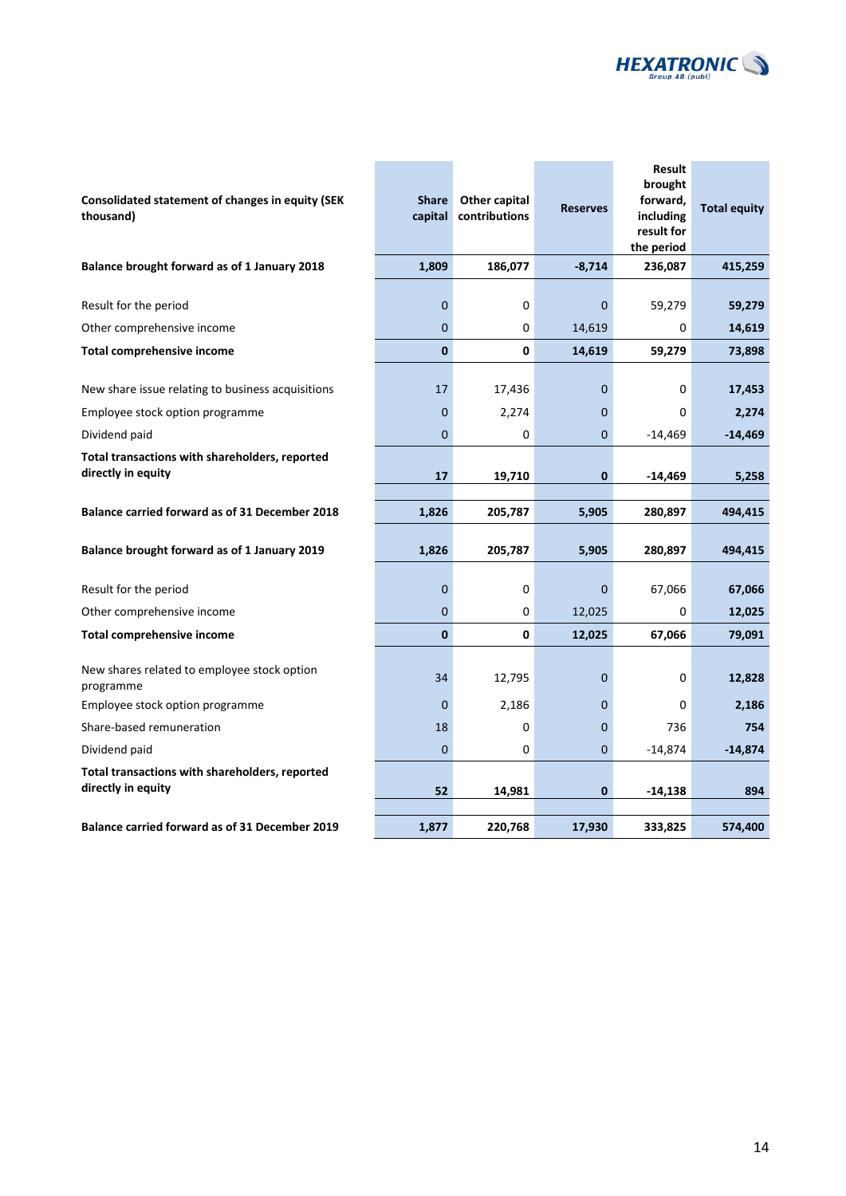| Consolidated statement of changes in equity (SEK thousand) | Share capital | Other capital contributions | Reserves | Result brought forward, including result for the period | Total equity |
|---|---|---|---|---|---|
| **Balance brought forward as of 1 January 2018** | **1,809** | **186,077** | **-8,714** | **236,087** | **415,259** |
| Result for the period | 0 | 0 | 0 | 59,279 | **59,279** |
| Other comprehensive income | 0 | 0 | 14,619 | 0 | **14,619** |
| **Total comprehensive income** | **0** | **0** | **14,619** | **59,279** | **73,898** |
| New share issue relating to business acquisitions | 17 | 17,436 | 0 | 0 | **17,453** |
| Employee stock option programme | 0 | 2,274 | 0 | 0 | **2,274** |
| Dividend paid | 0 | 0 | 0 | -14,469 | **-14,469** |
| **Total transactions with shareholders, reported directly in equity** | **17** | **19,710** | **0** | **-14,469** | **5,258** |
| **Balance carried forward as of 31 December 2018** | **1,826** | **205,787** | **5,905** | **280,897** | **494,415** |
| **Balance brought forward as of 1 January 2019** | **1,826** | **205,787** | **5,905** | **280,897** | **494,415** |
| Result for the period | 0 | 0 | 0 | 67,066 | **67,066** |
| Other comprehensive income | 0 | 0 | 12,025 | 0 | **12,025** |
| **Total comprehensive income** | **0** | **0** | **12,025** | **67,066** | **79,091** |
| New shares related to employee stock option programme | 34 | 12,795 | 0 | 0 | **12,828** |
| Employee stock option programme | 0 | 2,186 | 0 | 0 | **2,186** |
| Share-based remuneration | 18 | 0 | 0 | 736 | **754** |
| Dividend paid | 0 | 0 | 0 | -14,874 | **-14,874** |
| **Total transactions with shareholders, reported directly in equity** | **52** | **14,981** | **0** | **-14,138** | **894** |
| **Balance carried forward as of 31 December 2019** | **1,877** | **220,768** | **17,930** | **333,825** | **574,400** |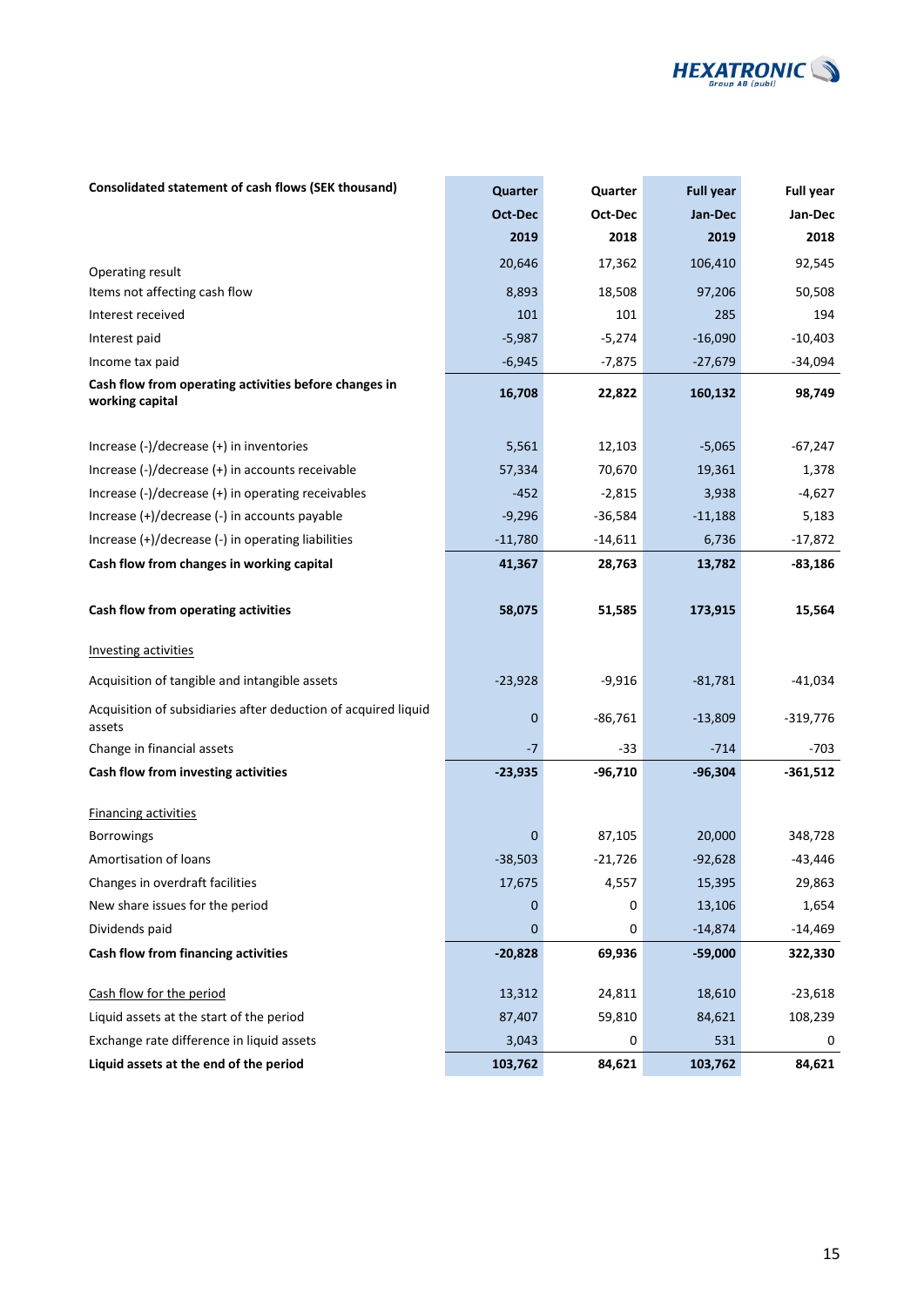| Consolidated statement of cash flows (SEK thousand) | Quarter Oct-Dec 2019 | Quarter Oct-Dec 2018 | Full year Jan-Dec 2019 | Full year Jan-Dec 2018 |
|---|---|---|---|---|
| Operating result | 20,646 | 17,362 | 106,410 | 92,545 |
| Items not affecting cash flow | 8,893 | 18,508 | 97,206 | 50,508 |
| Interest received | 101 | 101 | 285 | 194 |
| Interest paid | -5,987 | -5,274 | -16,090 | -10,403 |
| Income tax paid | -6,945 | -7,875 | -27,679 | -34,094 |
| **Cash flow from operating activities before changes in working capital** | **16,708** | **22,822** | **160,132** | **98,749** |
| Increase (-)/decrease (+) in inventories | 5,561 | 12,103 | -5,065 | -67,247 |
| Increase (-)/decrease (+) in accounts receivable | 57,334 | 70,670 | 19,361 | 1,378 |
| Increase (-)/decrease (+) in operating receivables | -452 | -2,815 | 3,938 | -4,627 |
| Increase (+)/decrease (-) in accounts payable | -9,296 | -36,584 | -11,188 | 5,183 |
| Increase (+)/decrease (-) in operating liabilities | -11,780 | -14,611 | 6,736 | -17,872 |
| **Cash flow from changes in working capital** | **41,367** | **28,763** | **13,782** | **-83,186** |
| **Cash flow from operating activities** | **58,075** | **51,585** | **173,915** | **15,564** |
| Investing activities | | | | |
| Acquisition of tangible and intangible assets | -23,928 | -9,916 | -81,781 | -41,034 |
| Acquisition of subsidiaries after deduction of acquired liquid assets | 0 | -86,761 | -13,809 | -319,776 |
| Change in financial assets | -7 | -33 | -714 | -703 |
| **Cash flow from investing activities** | **-23,935** | **-96,710** | **-96,304** | **-361,512** |
| Financing activities | | | | |
| Borrowings | 0 | 87,105 | 20,000 | 348,728 |
| Amortisation of loans | -38,503 | -21,726 | -92,628 | -43,446 |
| Changes in overdraft facilities | 17,675 | 4,557 | 15,395 | 29,863 |
| New share issues for the period | 0 | 0 | 13,106 | 1,654 |
| Dividends paid | 0 | 0 | -14,874 | -14,469 |
| **Cash flow from financing activities** | **-20,828** | **69,936** | **-59,000** | **322,330** |
| Cash flow for the period | 13,312 | 24,811 | 18,610 | -23,618 |
| Liquid assets at the start of the period | 87,407 | 59,810 | 84,621 | 108,239 |
| Exchange rate difference in liquid assets | 3,043 | 0 | 531 | 0 |
| **Liquid assets at the end of the period** | **103,762** | **84,621** | **103,762** | **84,621** |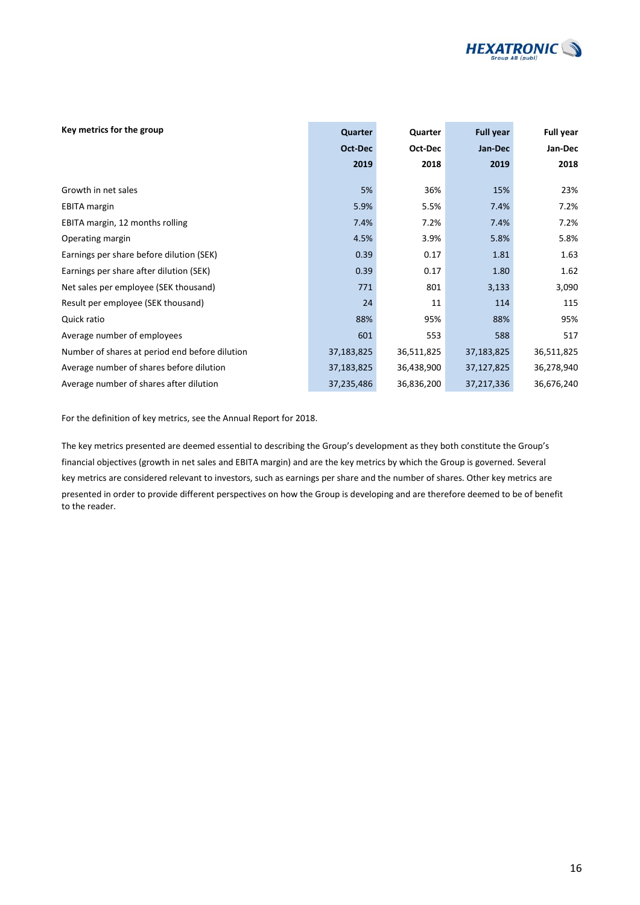| Key metrics for the group | Quarter Oct-Dec 2019 | Quarter Oct-Dec 2018 | Full year Jan-Dec 2019 | Full year Jan-Dec 2018 |
|---|---|---|---|---|
| Growth in net sales | 5% | 36% | 15% | 23% |
| EBITA margin | 5.9% | 5.5% | 7.4% | 7.2% |
| EBITA margin, 12 months rolling | 7.4% | 7.2% | 7.4% | 7.2% |
| Operating margin | 4.5% | 3.9% | 5.8% | 5.8% |
| Earnings per share before dilution (SEK) | 0.39 | 0.17 | 1.81 | 1.63 |
| Earnings per share after dilution (SEK) | 0.39 | 0.17 | 1.80 | 1.62 |
| Net sales per employee (SEK thousand) | 771 | 801 | 3,133 | 3,090 |
| Result per employee (SEK thousand) | 24 | 11 | 114 | 115 |
| Quick ratio | 88% | 95% | 88% | 95% |
| Average number of employees | 601 | 553 | 588 | 517 |
| Number of shares at period end before dilution | 37,183,825 | 36,511,825 | 37,183,825 | 36,511,825 |
| Average number of shares before dilution | 37,183,825 | 36,438,900 | 37,127,825 | 36,278,940 |
| Average number of shares after dilution | 37,235,486 | 36,836,200 | 37,217,336 | 36,676,240 |

For the definition of key metrics, see the Annual Report for 2018.

The key metrics presented are deemed essential to describing the Group's development as they both constitute the Group's financial objectives (growth in net sales and EBITA margin) and are the key metrics by which the Group is governed. Several key metrics are considered relevant to investors, such as earnings per share and the number of shares. Other key metrics are presented in order to provide different perspectives on how the Group is developing and are therefore deemed to be of benefit to the reader.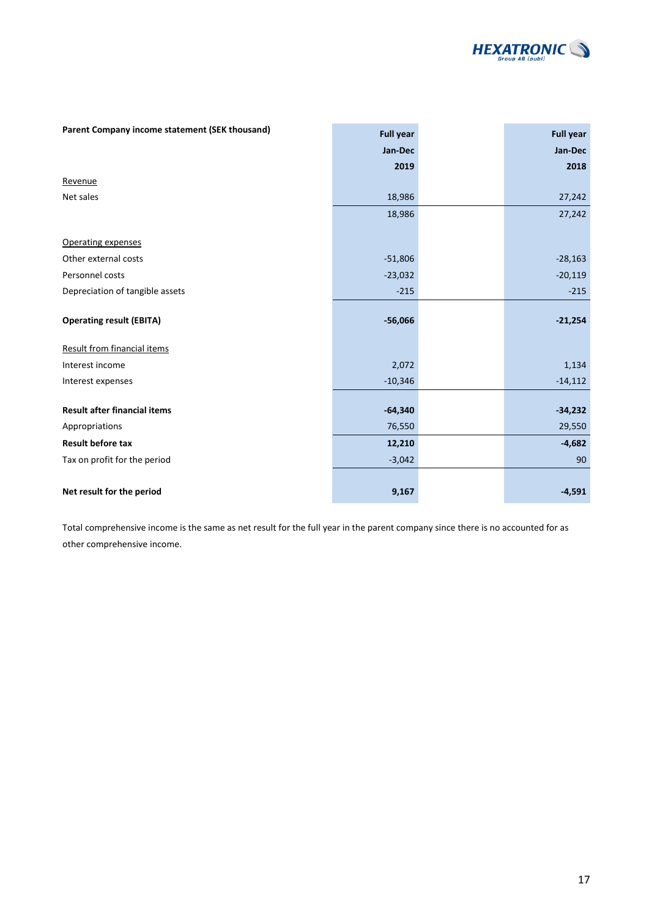| Parent Company income statement (SEK thousand) | Full year Jan-Dec 2019 | Full year Jan-Dec 2018 |
|---|---|---|
| Revenue | | |
| Net sales | 18,986 | 27,242 |
| | 18,986 | 27,242 |
| Operating expenses | | |
| Other external costs | -51,806 | -28,163 |
| Personnel costs | -23,032 | -20,119 |
| Depreciation of tangible assets | -215 | -215 |
| **Operating result (EBITA)** | **-56,066** | **-21,254** |
| Result from financial items | | |
| Interest income | 2,072 | 1,134 |
| Interest expenses | -10,346 | -14,112 |
| **Result after financial items** | **-64,340** | **-34,232** |
| Appropriations | 76,550 | 29,550 |
| **Result before tax** | **12,210** | **-4,682** |
| Tax on profit for the period | -3,042 | 90 |
| **Net result for the period** | **9,167** | **-4,591** |

Total comprehensive income is the same as net result for the full year in the parent company since there is no accounted for as other comprehensive income.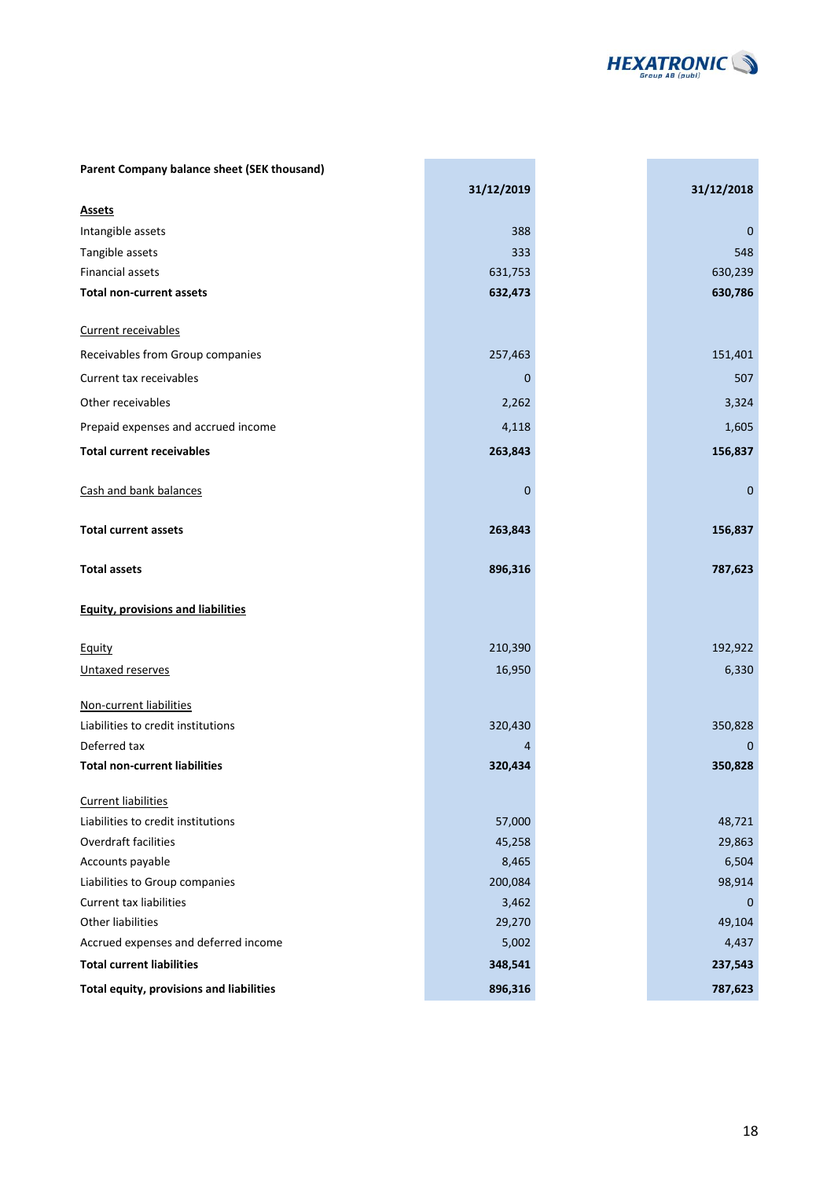| Parent Company balance sheet (SEK thousand) | 31/12/2019 | 31/12/2018 |
|---|---|---|
| **Assets** | | |
| Intangible assets | 388 | 0 |
| Tangible assets | 333 | 548 |
| Financial assets | 631,753 | 630,239 |
| **Total non-current assets** | **632,473** | **630,786** |
| Current receivables | | |
| Receivables from Group companies | 257,463 | 151,401 |
| Current tax receivables | 0 | 507 |
| Other receivables | 2,262 | 3,324 |
| Prepaid expenses and accrued income | 4,118 | 1,605 |
| **Total current receivables** | **263,843** | **156,837** |
| Cash and bank balances | 0 | 0 |
| **Total current assets** | **263,843** | **156,837** |
| **Total assets** | **896,316** | **787,623** |
| **Equity, provisions and liabilities** | | |
| Equity | 210,390 | 192,922 |
| Untaxed reserves | 16,950 | 6,330 |
| Non-current liabilities | | |
| Liabilities to credit institutions | 320,430 | 350,828 |
| Deferred tax | 4 | 0 |
| **Total non-current liabilities** | **320,434** | **350,828** |
| Current liabilities | | |
| Liabilities to credit institutions | 57,000 | 48,721 |
| Overdraft facilities | 45,258 | 29,863 |
| Accounts payable | 8,465 | 6,504 |
| Liabilities to Group companies | 200,084 | 98,914 |
| Current tax liabilities | 3,462 | 0 |
| Other liabilities | 29,270 | 49,104 |
| Accrued expenses and deferred income | 5,002 | 4,437 |
| **Total current liabilities** | **348,541** | **237,543** |
| **Total equity, provisions and liabilities** | **896,316** | **787,623** |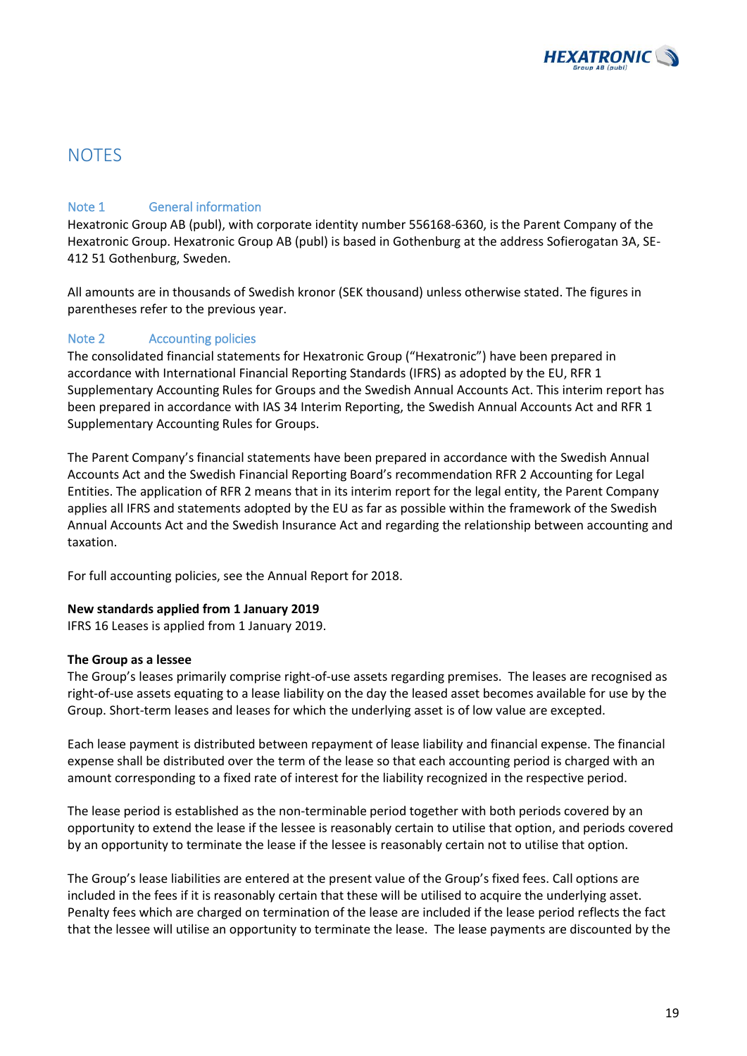# NOTES

## Note 1 General information

Hexatronic Group AB (publ), with corporate identity number 556168-6360, is the Parent Company of the Hexatronic Group. Hexatronic Group AB (publ) is based in Gothenburg at the address Sofierogatan 3A, SE-412 51 Gothenburg, Sweden.

All amounts are in thousands of Swedish kronor (SEK thousand) unless otherwise stated. The figures in parentheses refer to the previous year.

## Note 2 Accounting policies

The consolidated financial statements for Hexatronic Group ("Hexatronic") have been prepared in accordance with International Financial Reporting Standards (IFRS) as adopted by the EU, RFR 1 Supplementary Accounting Rules for Groups and the Swedish Annual Accounts Act. This interim report has been prepared in accordance with IAS 34 Interim Reporting, the Swedish Annual Accounts Act and RFR 1 Supplementary Accounting Rules for Groups.

The Parent Company's financial statements have been prepared in accordance with the Swedish Annual Accounts Act and the Swedish Financial Reporting Board's recommendation RFR 2 Accounting for Legal Entities. The application of RFR 2 means that in its interim report for the legal entity, the Parent Company applies all IFRS and statements adopted by the EU as far as possible within the framework of the Swedish Annual Accounts Act and the Swedish Insurance Act and regarding the relationship between accounting and taxation.

For full accounting policies, see the Annual Report for 2018.

**New standards applied from 1 January 2019**

IFRS 16 Leases is applied from 1 January 2019.

**The Group as a lessee**

The Group's leases primarily comprise right-of-use assets regarding premises. The leases are recognised as right-of-use assets equating to a lease liability on the day the leased asset becomes available for use by the Group. Short-term leases and leases for which the underlying asset is of low value are excepted.

Each lease payment is distributed between repayment of lease liability and financial expense. The financial expense shall be distributed over the term of the lease so that each accounting period is charged with an amount corresponding to a fixed rate of interest for the liability recognized in the respective period.

The lease period is established as the non-terminable period together with both periods covered by an opportunity to extend the lease if the lessee is reasonably certain to utilise that option, and periods covered by an opportunity to terminate the lease if the lessee is reasonably certain not to utilise that option.

The Group's lease liabilities are entered at the present value of the Group's fixed fees. Call options are included in the fees if it is reasonably certain that these will be utilised to acquire the underlying asset. Penalty fees which are charged on termination of the lease are included if the lease period reflects the fact that the lessee will utilise an opportunity to terminate the lease. The lease payments are discounted by the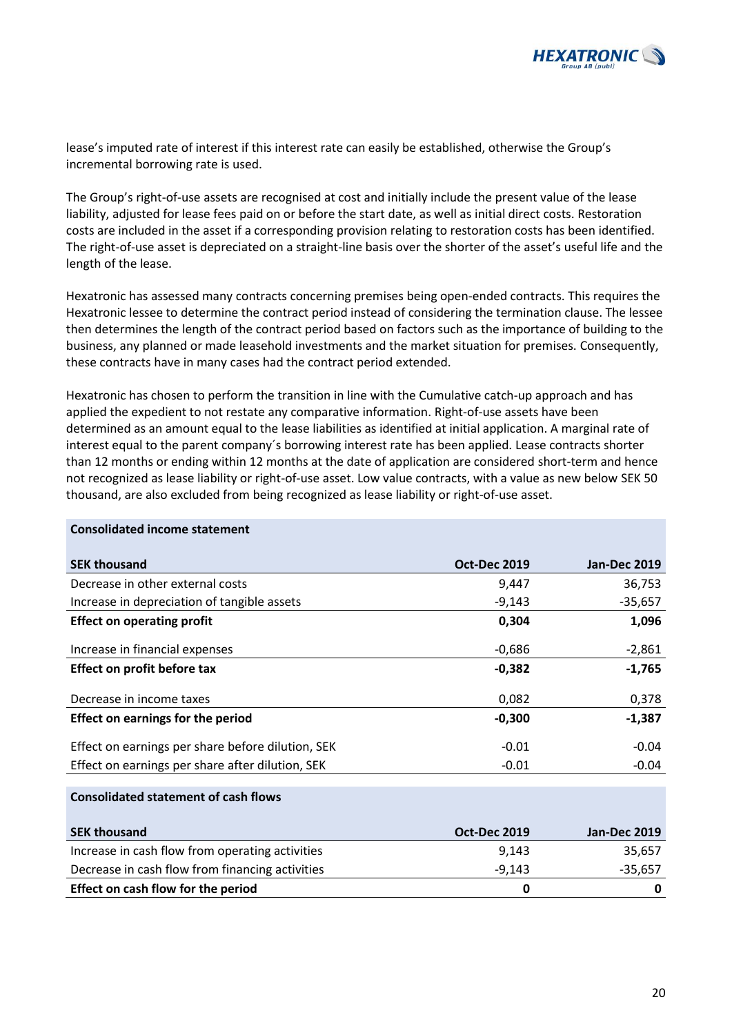lease's imputed rate of interest if this interest rate can easily be established, otherwise the Group's incremental borrowing rate is used.

The Group's right-of-use assets are recognised at cost and initially include the present value of the lease liability, adjusted for lease fees paid on or before the start date, as well as initial direct costs. Restoration costs are included in the asset if a corresponding provision relating to restoration costs has been identified. The right-of-use asset is depreciated on a straight-line basis over the shorter of the asset's useful life and the length of the lease.

Hexatronic has assessed many contracts concerning premises being open-ended contracts. This requires the Hexatronic lessee to determine the contract period instead of considering the termination clause. The lessee then determines the length of the contract period based on factors such as the importance of building to the business, any planned or made leasehold investments and the market situation for premises. Consequently, these contracts have in many cases had the contract period extended.

Hexatronic has chosen to perform the transition in line with the Cumulative catch-up approach and has applied the expedient to not restate any comparative information. Right-of-use assets have been determined as an amount equal to the lease liabilities as identified at initial application. A marginal rate of interest equal to the parent company´s borrowing interest rate has been applied. Lease contracts shorter than 12 months or ending within 12 months at the date of application are considered short-term and hence not recognized as lease liability or right-of-use asset. Low value contracts, with a value as new below SEK 50 thousand, are also excluded from being recognized as lease liability or right-of-use asset.

**Consolidated income statement**

| SEK thousand | Oct-Dec 2019 | Jan-Dec 2019 |
|---|---|---|
| Decrease in other external costs | 9,447 | 36,753 |
| Increase in depreciation of tangible assets | -9,143 | -35,657 |
| **Effect on operating profit** | **0,304** | **1,096** |
| Increase in financial expenses | -0,686 | -2,861 |
| **Effect on profit before tax** | **-0,382** | **-1,765** |
| Decrease in income taxes | 0,082 | 0,378 |
| **Effect on earnings for the period** | **-0,300** | **-1,387** |
| Effect on earnings per share before dilution, SEK | -0.01 | -0.04 |
| Effect on earnings per share after dilution, SEK | -0.01 | -0.04 |

**Consolidated statement of cash flows**

| SEK thousand | Oct-Dec 2019 | Jan-Dec 2019 |
|---|---|---|
| Increase in cash flow from operating activities | 9,143 | 35,657 |
| Decrease in cash flow from financing activities | -9,143 | -35,657 |
| **Effect on cash flow for the period** | **0** | **0** |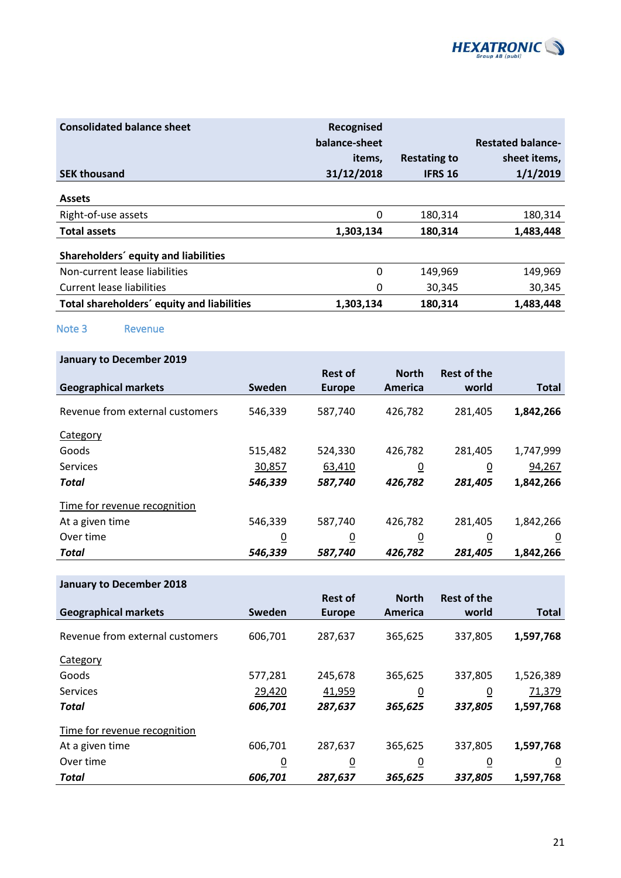| Consolidated balance sheet<br>SEK thousand | Recognised balance-sheet items, 31/12/2018 | Restating to IFRS 16 | Restated balance-sheet items, 1/1/2019 |
|---|---|---|---|
| **Assets** | | | |
| Right-of-use assets | 0 | 180,314 | 180,314 |
| **Total assets** | **1,303,134** | **180,314** | **1,483,448** |
| **Shareholders´ equity and liabilities** | | | |
| Non-current lease liabilities | 0 | 149,969 | 149,969 |
| Current lease liabilities | 0 | 30,345 | 30,345 |
| **Total shareholders´ equity and liabilities** | **1,303,134** | **180,314** | **1,483,448** |

## Note 3 Revenue

| **January to December 2019**<br>**Geographical markets** | **Sweden** | **Rest of Europe** | **North America** | **Rest of the world** | **Total** |
|---|---|---|---|---|---|
| Revenue from external customers | 546,339 | 587,740 | 426,782 | 281,405 | **1,842,266** |
| Category | | | | | |
| Goods | 515,482 | 524,330 | 426,782 | 281,405 | 1,747,999 |
| Services | 30,857 | 63,410 | 0 | 0 | 94,267 |
| ***Total*** | ***546,339*** | ***587,740*** | ***426,782*** | ***281,405*** | **1,842,266** |
| Time for revenue recognition | | | | | |
| At a given time | 546,339 | 587,740 | 426,782 | 281,405 | 1,842,266 |
| Over time | 0 | 0 | 0 | 0 | 0 |
| ***Total*** | ***546,339*** | ***587,740*** | ***426,782*** | ***281,405*** | **1,842,266** |

| **January to December 2018**<br>**Geographical markets** | **Sweden** | **Rest of Europe** | **North America** | **Rest of the world** | **Total** |
|---|---|---|---|---|---|
| Revenue from external customers | 606,701 | 287,637 | 365,625 | 337,805 | **1,597,768** |
| Category | | | | | |
| Goods | 577,281 | 245,678 | 365,625 | 337,805 | 1,526,389 |
| Services | 29,420 | 41,959 | 0 | 0 | 71,379 |
| ***Total*** | ***606,701*** | ***287,637*** | ***365,625*** | ***337,805*** | **1,597,768** |
| Time for revenue recognition | | | | | |
| At a given time | 606,701 | 287,637 | 365,625 | 337,805 | **1,597,768** |
| Over time | 0 | 0 | 0 | 0 | 0 |
| ***Total*** | ***606,701*** | ***287,637*** | ***365,625*** | ***337,805*** | **1,597,768** |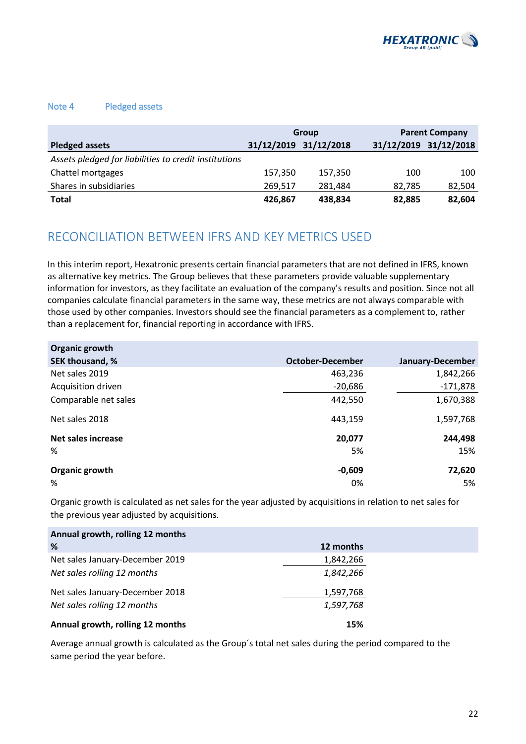## Note 4 Pledged assets

| Pledged assets | Group 31/12/2019 | Group 31/12/2018 | Parent Company 31/12/2019 | Parent Company 31/12/2018 |
|---|---|---|---|---|
| *Assets pledged for liabilities to credit institutions* | | | | |
| Chattel mortgages | 157,350 | 157,350 | 100 | 100 |
| Shares in subsidiaries | 269,517 | 281,484 | 82,785 | 82,504 |
| **Total** | **426,867** | **438,834** | **82,885** | **82,604** |

## RECONCILIATION BETWEEN IFRS AND KEY METRICS USED

In this interim report, Hexatronic presents certain financial parameters that are not defined in IFRS, known as alternative key metrics. The Group believes that these parameters provide valuable supplementary information for investors, as they facilitate an evaluation of the company's results and position. Since not all companies calculate financial parameters in the same way, these metrics are not always comparable with those used by other companies. Investors should see the financial parameters as a complement to, rather than a replacement for, financial reporting in accordance with IFRS.

| Organic growth SEK thousand, % | October-December | January-December |
|---|---|---|
| Net sales 2019 | 463,236 | 1,842,266 |
| Acquisition driven | -20,686 | -171,878 |
| Comparable net sales | 442,550 | 1,670,388 |
| Net sales 2018 | 443,159 | 1,597,768 |
| **Net sales increase** | **20,077** | **244,498** |
| % | 5% | 15% |
| **Organic growth** | **-0,609** | **72,620** |
| % | 0% | 5% |

Organic growth is calculated as net sales for the year adjusted by acquisitions in relation to net sales for the previous year adjusted by acquisitions.

| Annual growth, rolling 12 months % | 12 months |
|---|---|
| Net sales January-December 2019 | 1,842,266 |
| *Net sales rolling 12 months* | *1,842,266* |
| Net sales January-December 2018 | 1,597,768 |
| *Net sales rolling 12 months* | *1,597,768* |
| **Annual growth, rolling 12 months** | **15%** |

Average annual growth is calculated as the Group´s total net sales during the period compared to the same period the year before.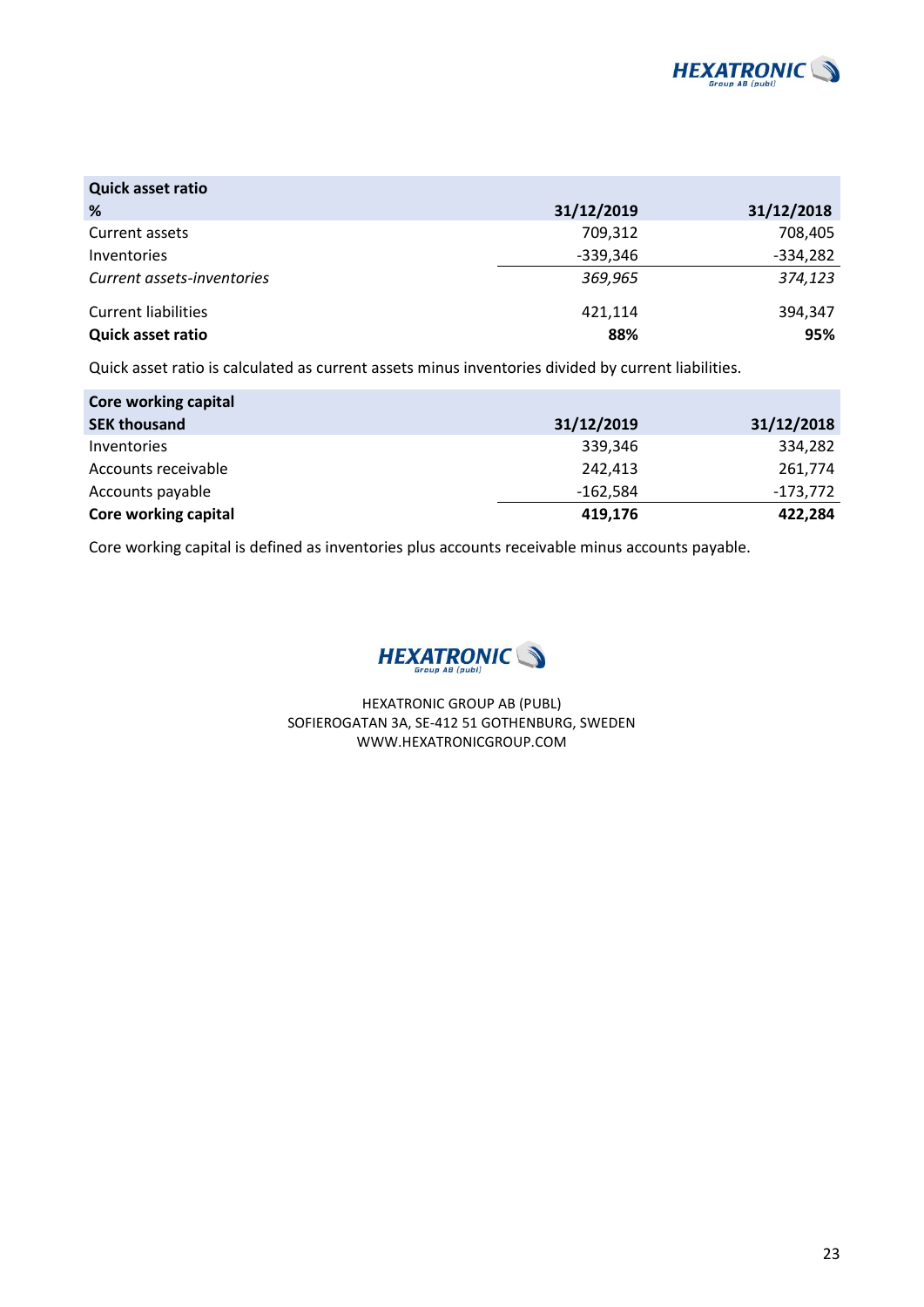| Quick asset ratio | | |
|---|---|---|
| **%** | **31/12/2019** | **31/12/2018** |
| Current assets | 709,312 | 708,405 |
| Inventories | -339,346 | -334,282 |
| *Current assets-inventories* | *369,965* | *374,123* |
| Current liabilities | 421,114 | 394,347 |
| **Quick asset ratio** | **88%** | **95%** |

Quick asset ratio is calculated as current assets minus inventories divided by current liabilities.

| Core working capital | | |
|---|---|---|
| **SEK thousand** | **31/12/2019** | **31/12/2018** |
| Inventories | 339,346 | 334,282 |
| Accounts receivable | 242,413 | 261,774 |
| Accounts payable | -162,584 | -173,772 |
| **Core working capital** | **419,176** | **422,284** |

Core working capital is defined as inventories plus accounts receivable minus accounts payable.

HEXATRONIC GROUP AB (PUBL)
SOFIEROGATAN 3A, SE-412 51 GOTHENBURG, SWEDEN
WWW.HEXATRONICGROUP.COM